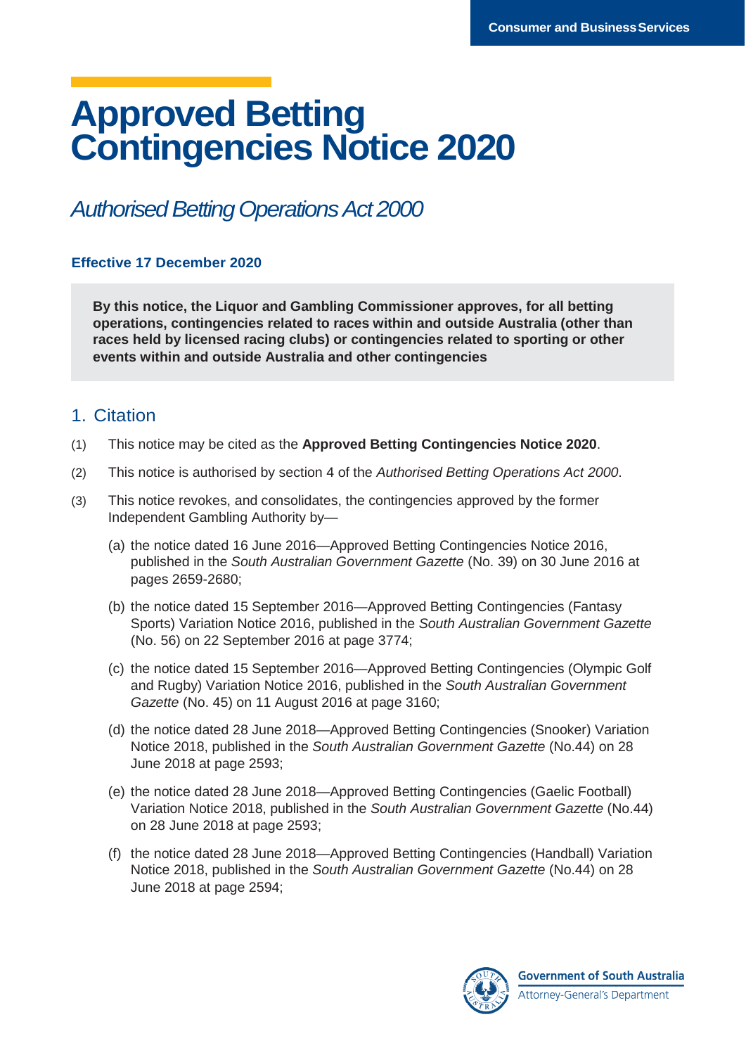# Approved Betting Contingencies Notice 2020

*Authorised Betting Operations Act 2000*

**Effective 17 December 2020**

**By this notice, the Liquor and Gambling Commissioner approves, for all betting operations, contingencies related to races within and outside Australia (other than races held by licensed racing clubs) or contingencies related to sporting or other events within and outside Australia and other contingencies**

## 1. Citation

(1) This notice may be cited as the **Approved Betting Contingencies Notice 2020**.

(2) This notice is authorised by section 4 of the *Authorised Betting Operations Act 2000*.

(3) This notice revokes, and consolidates, the contingencies approved by the former Independent Gambling Authority by—

(a) the notice dated 16 June 2016—Approved Betting Contingencies Notice 2016, published in the *South Australian Government Gazette* (No. 39) on 30 June 2016 at pages 2659-2680;

(b) the notice dated 15 September 2016—Approved Betting Contingencies (Fantasy Sports) Variation Notice 2016, published in the *South Australian Government Gazette* (No. 56) on 22 September 2016 at page 3774;

(c) the notice dated 15 September 2016—Approved Betting Contingencies (Olympic Golf and Rugby) Variation Notice 2016, published in the *South Australian Government Gazette* (No. 45) on 11 August 2016 at page 3160;

(d) the notice dated 28 June 2018—Approved Betting Contingencies (Snooker) Variation Notice 2018, published in the *South Australian Government Gazette* (No.44) on 28 June 2018 at page 2593;

(e) the notice dated 28 June 2018—Approved Betting Contingencies (Gaelic Football) Variation Notice 2018, published in the *South Australian Government Gazette* (No.44) on 28 June 2018 at page 2593;

(f) the notice dated 28 June 2018—Approved Betting Contingencies (Handball) Variation Notice 2018, published in the *South Australian Government Gazette* (No.44) on 28 June 2018 at page 2594;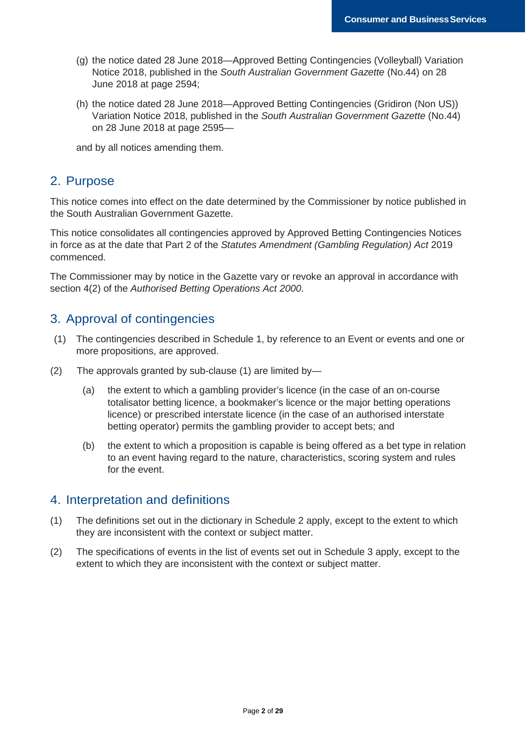(g) the notice dated 28 June 2018—Approved Betting Contingencies (Volleyball) Variation Notice 2018, published in the *South Australian Government Gazette* (No.44) on 28 June 2018 at page 2594;

(h) the notice dated 28 June 2018—Approved Betting Contingencies (Gridiron (Non US)) Variation Notice 2018, published in the *South Australian Government Gazette* (No.44) on 28 June 2018 at page 2595—

and by all notices amending them.

## 2. Purpose

This notice comes into effect on the date determined by the Commissioner by notice published in the South Australian Government Gazette.

This notice consolidates all contingencies approved by Approved Betting Contingencies Notices in force as at the date that Part 2 of the *Statutes Amendment (Gambling Regulation) Act* 2019 commenced.

The Commissioner may by notice in the Gazette vary or revoke an approval in accordance with section 4(2) of the *Authorised Betting Operations Act 2000*.

## 3. Approval of contingencies

(1) The contingencies described in Schedule 1, by reference to an Event or events and one or more propositions, are approved.

(2) The approvals granted by sub-clause (1) are limited by—

(a) the extent to which a gambling provider's licence (in the case of an on-course totalisator betting licence, a bookmaker's licence or the major betting operations licence) or prescribed interstate licence (in the case of an authorised interstate betting operator) permits the gambling provider to accept bets; and

(b) the extent to which a proposition is capable is being offered as a bet type in relation to an event having regard to the nature, characteristics, scoring system and rules for the event.

## 4. Interpretation and definitions

(1) The definitions set out in the dictionary in Schedule 2 apply, except to the extent to which they are inconsistent with the context or subject matter.

(2) The specifications of events in the list of events set out in Schedule 3 apply, except to the extent to which they are inconsistent with the context or subject matter.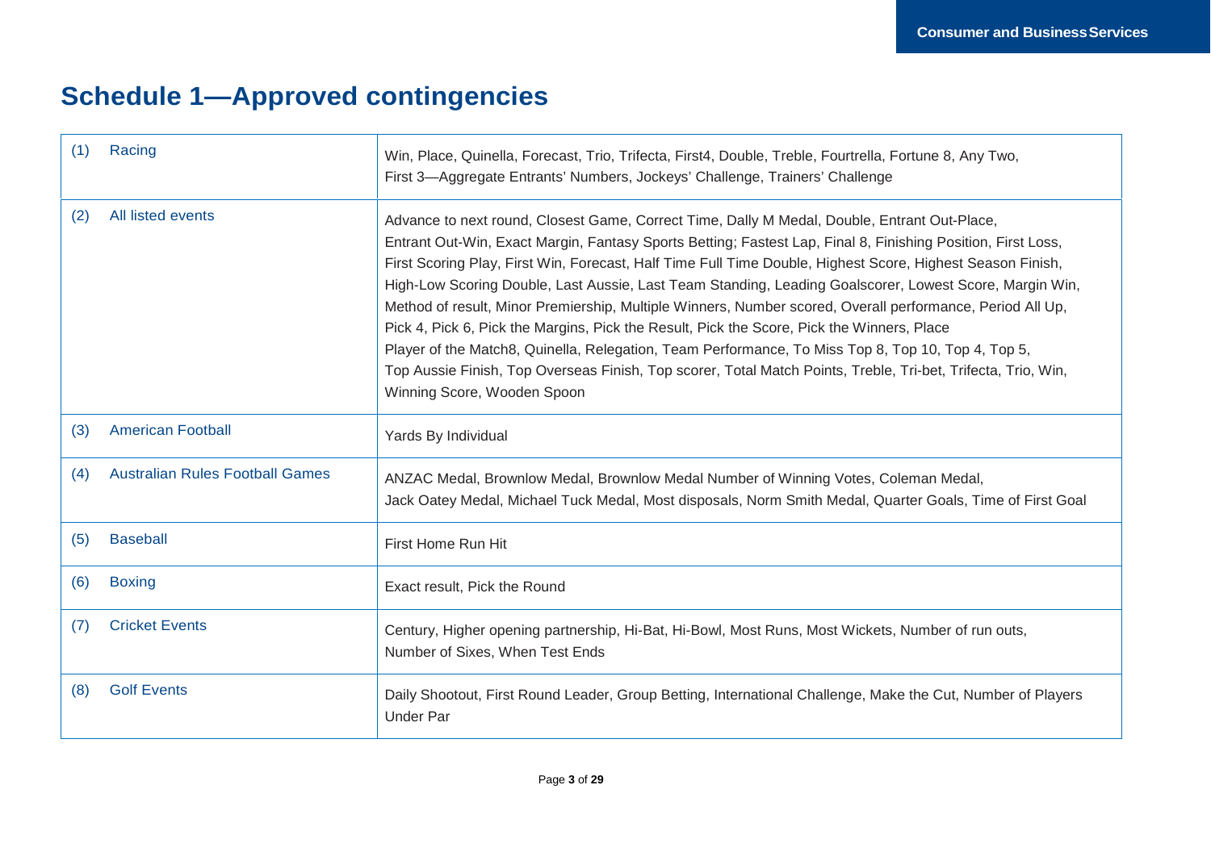# Schedule 1—Approved contingencies

| | |
|---|---|
| (1) Racing | Win, Place, Quinella, Forecast, Trio, Trifecta, First4, Double, Treble, Fourtrella, Fortune 8, Any Two, First 3—Aggregate Entrants' Numbers, Jockeys' Challenge, Trainers' Challenge |
| (2) All listed events | Advance to next round, Closest Game, Correct Time, Dally M Medal, Double, Entrant Out-Place, Entrant Out-Win, Exact Margin, Fantasy Sports Betting; Fastest Lap, Final 8, Finishing Position, First Loss, First Scoring Play, First Win, Forecast, Half Time Full Time Double, Highest Score, Highest Season Finish, High-Low Scoring Double, Last Aussie, Last Team Standing, Leading Goalscorer, Lowest Score, Margin Win, Method of result, Minor Premiership, Multiple Winners, Number scored, Overall performance, Period All Up, Pick 4, Pick 6, Pick the Margins, Pick the Result, Pick the Score, Pick the Winners, Place Player of the Match8, Quinella, Relegation, Team Performance, To Miss Top 8, Top 10, Top 4, Top 5, Top Aussie Finish, Top Overseas Finish, Top scorer, Total Match Points, Treble, Tri-bet, Trifecta, Trio, Win, Winning Score, Wooden Spoon |
| (3) American Football | Yards By Individual |
| (4) Australian Rules Football Games | ANZAC Medal, Brownlow Medal, Brownlow Medal Number of Winning Votes, Coleman Medal, Jack Oatey Medal, Michael Tuck Medal, Most disposals, Norm Smith Medal, Quarter Goals, Time of First Goal |
| (5) Baseball | First Home Run Hit |
| (6) Boxing | Exact result, Pick the Round |
| (7) Cricket Events | Century, Higher opening partnership, Hi-Bat, Hi-Bowl, Most Runs, Most Wickets, Number of run outs, Number of Sixes, When Test Ends |
| (8) Golf Events | Daily Shootout, First Round Leader, Group Betting, International Challenge, Make the Cut, Number of Players Under Par |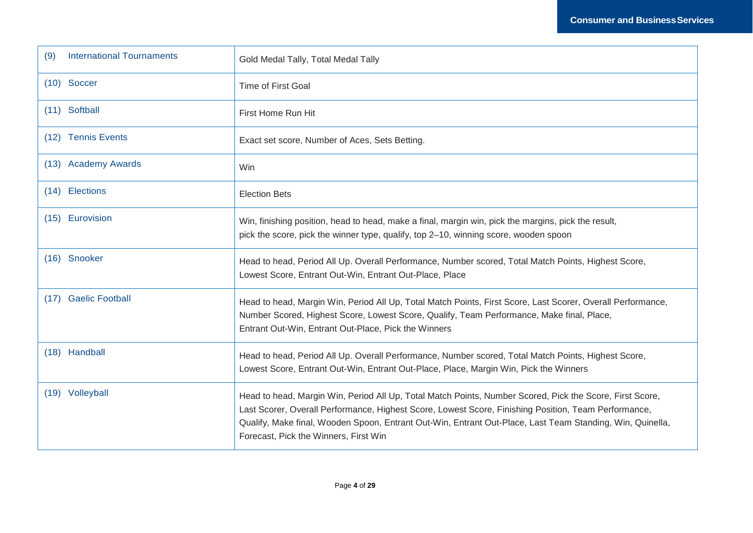| | |
|---|---|
| (9) International Tournaments | Gold Medal Tally, Total Medal Tally |
| (10) Soccer | Time of First Goal |
| (11) Softball | First Home Run Hit |
| (12) Tennis Events | Exact set score, Number of Aces, Sets Betting. |
| (13) Academy Awards | Win |
| (14) Elections | Election Bets |
| (15) Eurovision | Win, finishing position, head to head, make a final, margin win, pick the margins, pick the result, pick the score, pick the winner type, qualify, top 2–10, winning score, wooden spoon |
| (16) Snooker | Head to head, Period All Up. Overall Performance, Number scored, Total Match Points, Highest Score, Lowest Score, Entrant Out-Win, Entrant Out-Place, Place |
| (17) Gaelic Football | Head to head, Margin Win, Period All Up, Total Match Points, First Score, Last Scorer, Overall Performance, Number Scored, Highest Score, Lowest Score, Qualify, Team Performance, Make final, Place, Entrant Out-Win, Entrant Out-Place, Pick the Winners |
| (18) Handball | Head to head, Period All Up. Overall Performance, Number scored, Total Match Points, Highest Score, Lowest Score, Entrant Out-Win, Entrant Out-Place, Place, Margin Win, Pick the Winners |
| (19) Volleyball | Head to head, Margin Win, Period All Up, Total Match Points, Number Scored, Pick the Score, First Score, Last Scorer, Overall Performance, Highest Score, Lowest Score, Finishing Position, Team Performance, Qualify, Make final, Wooden Spoon, Entrant Out-Win, Entrant Out-Place, Last Team Standing, Win, Quinella, Forecast, Pick the Winners, First Win |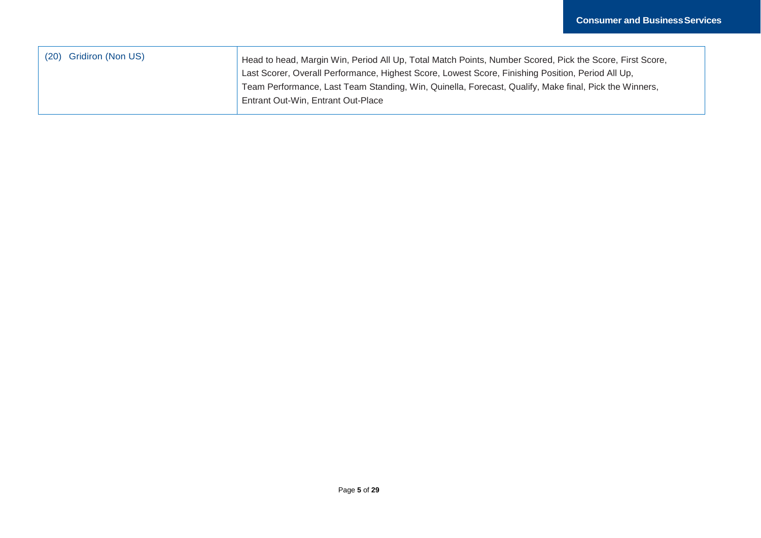| (20) Gridiron (Non US) | Head to head, Margin Win, Period All Up, Total Match Points, Number Scored, Pick the Score, First Score, Last Scorer, Overall Performance, Highest Score, Lowest Score, Finishing Position, Period All Up, Team Performance, Last Team Standing, Win, Quinella, Forecast, Qualify, Make final, Pick the Winners, Entrant Out-Win, Entrant Out-Place |
|---|---|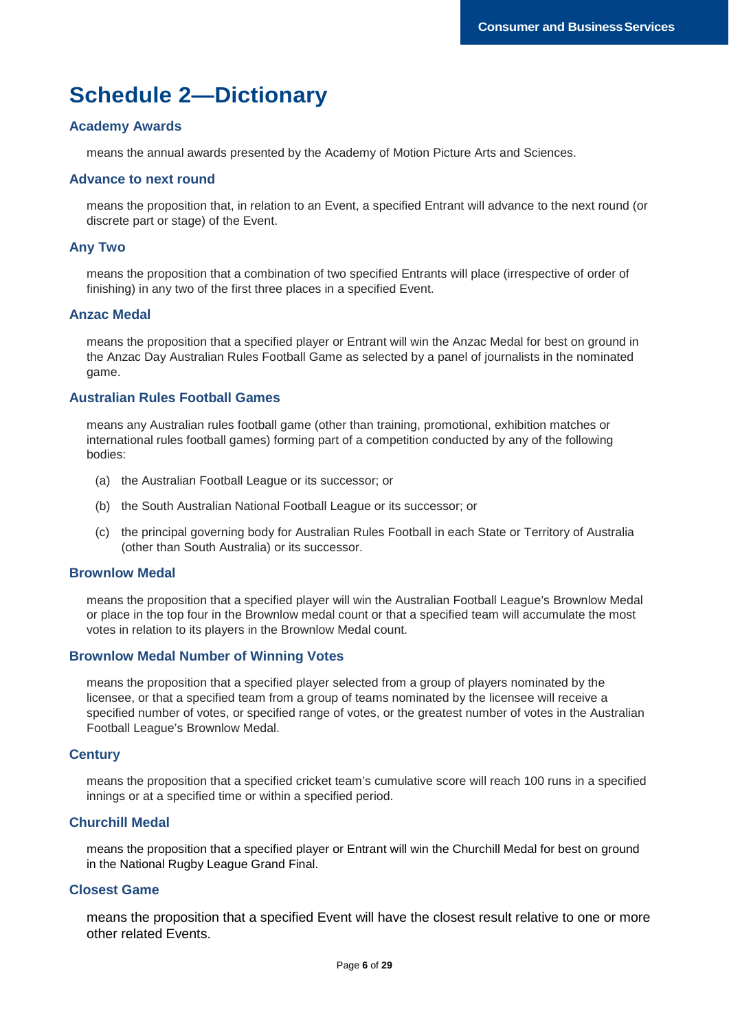# Schedule 2—Dictionary

### Academy Awards

means the annual awards presented by the Academy of Motion Picture Arts and Sciences.

### Advance to next round

means the proposition that, in relation to an Event, a specified Entrant will advance to the next round (or discrete part or stage) of the Event.

### Any Two

means the proposition that a combination of two specified Entrants will place (irrespective of order of finishing) in any two of the first three places in a specified Event.

### Anzac Medal

means the proposition that a specified player or Entrant will win the Anzac Medal for best on ground in the Anzac Day Australian Rules Football Game as selected by a panel of journalists in the nominated game.

### Australian Rules Football Games

means any Australian rules football game (other than training, promotional, exhibition matches or international rules football games) forming part of a competition conducted by any of the following bodies:

(a) the Australian Football League or its successor; or

(b) the South Australian National Football League or its successor; or

(c) the principal governing body for Australian Rules Football in each State or Territory of Australia (other than South Australia) or its successor.

### Brownlow Medal

means the proposition that a specified player will win the Australian Football League's Brownlow Medal or place in the top four in the Brownlow medal count or that a specified team will accumulate the most votes in relation to its players in the Brownlow Medal count.

### Brownlow Medal Number of Winning Votes

means the proposition that a specified player selected from a group of players nominated by the licensee, or that a specified team from a group of teams nominated by the licensee will receive a specified number of votes, or specified range of votes, or the greatest number of votes in the Australian Football League's Brownlow Medal.

### Century

means the proposition that a specified cricket team's cumulative score will reach 100 runs in a specified innings or at a specified time or within a specified period.

### Churchill Medal

means the proposition that a specified player or Entrant will win the Churchill Medal for best on ground in the National Rugby League Grand Final.

### Closest Game

means the proposition that a specified Event will have the closest result relative to one or more other related Events.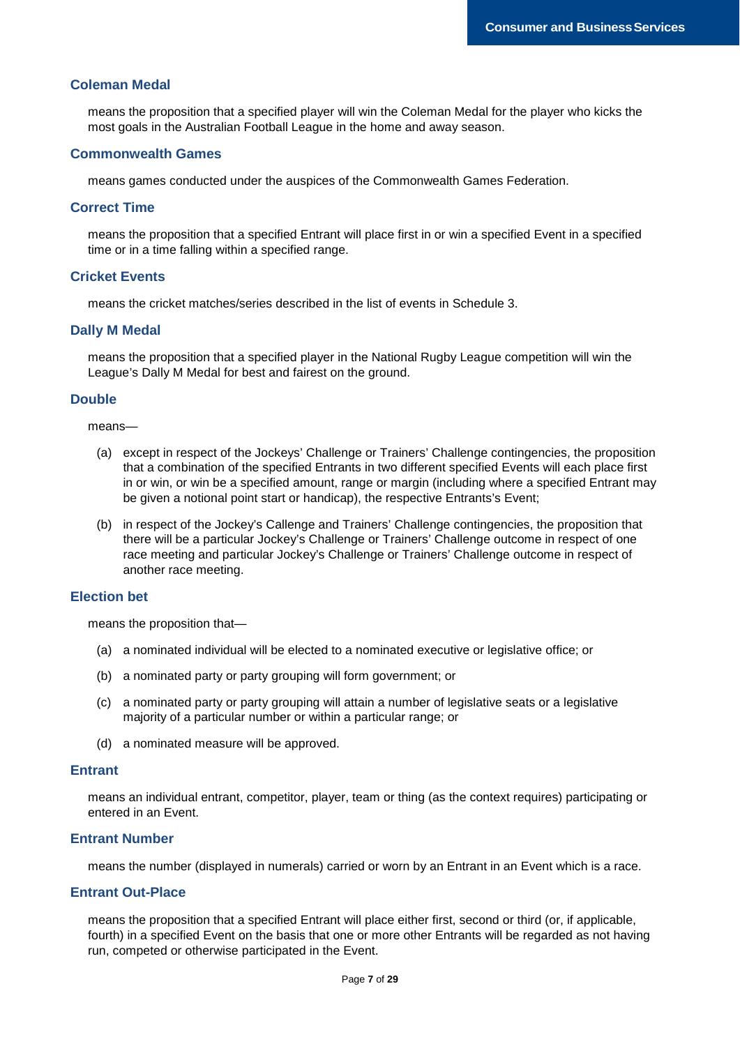### Coleman Medal

means the proposition that a specified player will win the Coleman Medal for the player who kicks the most goals in the Australian Football League in the home and away season.

### Commonwealth Games

means games conducted under the auspices of the Commonwealth Games Federation.

### Correct Time

means the proposition that a specified Entrant will place first in or win a specified Event in a specified time or in a time falling within a specified range.

### Cricket Events

means the cricket matches/series described in the list of events in Schedule 3.

### Dally M Medal

means the proposition that a specified player in the National Rugby League competition will win the League's Dally M Medal for best and fairest on the ground.

### Double

means—

(a) except in respect of the Jockeys' Challenge or Trainers' Challenge contingencies, the proposition that a combination of the specified Entrants in two different specified Events will each place first in or win, or win be a specified amount, range or margin (including where a specified Entrant may be given a notional point start or handicap), the respective Entrants's Event;

(b) in respect of the Jockey's Callenge and Trainers' Challenge contingencies, the proposition that there will be a particular Jockey's Challenge or Trainers' Challenge outcome in respect of one race meeting and particular Jockey's Challenge or Trainers' Challenge outcome in respect of another race meeting.

### Election bet

means the proposition that—

(a) a nominated individual will be elected to a nominated executive or legislative office; or

(b) a nominated party or party grouping will form government; or

(c) a nominated party or party grouping will attain a number of legislative seats or a legislative majority of a particular number or within a particular range; or

(d) a nominated measure will be approved.

### Entrant

means an individual entrant, competitor, player, team or thing (as the context requires) participating or entered in an Event.

### Entrant Number

means the number (displayed in numerals) carried or worn by an Entrant in an Event which is a race.

### Entrant Out-Place

means the proposition that a specified Entrant will place either first, second or third (or, if applicable, fourth) in a specified Event on the basis that one or more other Entrants will be regarded as not having run, competed or otherwise participated in the Event.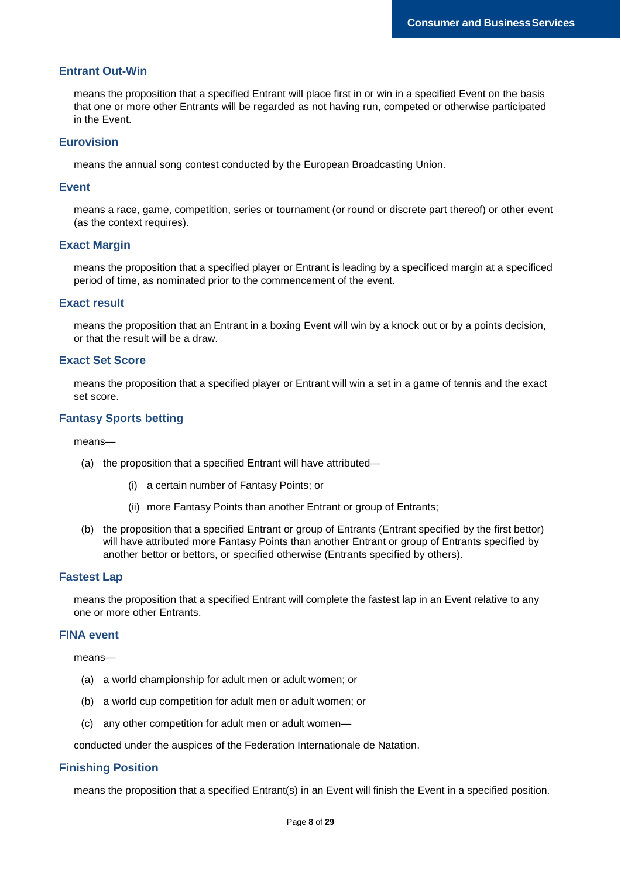### Entrant Out-Win

means the proposition that a specified Entrant will place first in or win in a specified Event on the basis that one or more other Entrants will be regarded as not having run, competed or otherwise participated in the Event.

### Eurovision

means the annual song contest conducted by the European Broadcasting Union.

### Event

means a race, game, competition, series or tournament (or round or discrete part thereof) or other event (as the context requires).

### Exact Margin

means the proposition that a specified player or Entrant is leading by a specificed margin at a specificed period of time, as nominated prior to the commencement of the event.

### Exact result

means the proposition that an Entrant in a boxing Event will win by a knock out or by a points decision, or that the result will be a draw.

### Exact Set Score

means the proposition that a specified player or Entrant will win a set in a game of tennis and the exact set score.

### Fantasy Sports betting

means—

(a) the proposition that a specified Entrant will have attributed—

   (i) a certain number of Fantasy Points; or

   (ii) more Fantasy Points than another Entrant or group of Entrants;

(b) the proposition that a specified Entrant or group of Entrants (Entrant specified by the first bettor) will have attributed more Fantasy Points than another Entrant or group of Entrants specified by another bettor or bettors, or specified otherwise (Entrants specified by others).

### Fastest Lap

means the proposition that a specified Entrant will complete the fastest lap in an Event relative to any one or more other Entrants.

### FINA event

means—

(a) a world championship for adult men or adult women; or

(b) a world cup competition for adult men or adult women; or

(c) any other competition for adult men or adult women—

conducted under the auspices of the Federation Internationale de Natation.

### Finishing Position

means the proposition that a specified Entrant(s) in an Event will finish the Event in a specified position.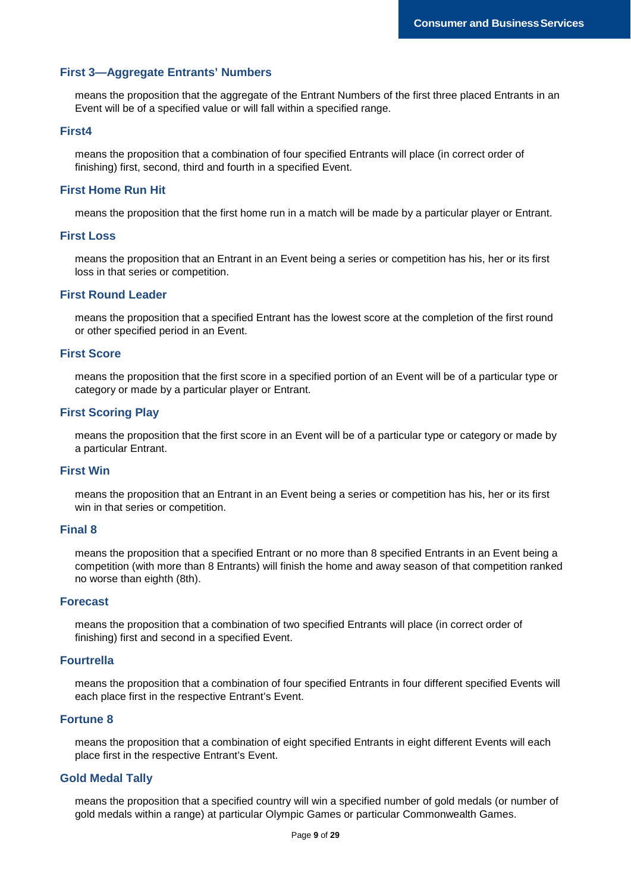### First 3—Aggregate Entrants' Numbers

means the proposition that the aggregate of the Entrant Numbers of the first three placed Entrants in an Event will be of a specified value or will fall within a specified range.

### First4

means the proposition that a combination of four specified Entrants will place (in correct order of finishing) first, second, third and fourth in a specified Event.

### First Home Run Hit

means the proposition that the first home run in a match will be made by a particular player or Entrant.

### First Loss

means the proposition that an Entrant in an Event being a series or competition has his, her or its first loss in that series or competition.

### First Round Leader

means the proposition that a specified Entrant has the lowest score at the completion of the first round or other specified period in an Event.

### First Score

means the proposition that the first score in a specified portion of an Event will be of a particular type or category or made by a particular player or Entrant.

### First Scoring Play

means the proposition that the first score in an Event will be of a particular type or category or made by a particular Entrant.

### First Win

means the proposition that an Entrant in an Event being a series or competition has his, her or its first win in that series or competition.

### Final 8

means the proposition that a specified Entrant or no more than 8 specified Entrants in an Event being a competition (with more than 8 Entrants) will finish the home and away season of that competition ranked no worse than eighth (8th).

### Forecast

means the proposition that a combination of two specified Entrants will place (in correct order of finishing) first and second in a specified Event.

### Fourtrella

means the proposition that a combination of four specified Entrants in four different specified Events will each place first in the respective Entrant's Event.

### Fortune 8

means the proposition that a combination of eight specified Entrants in eight different Events will each place first in the respective Entrant's Event.

### Gold Medal Tally

means the proposition that a specified country will win a specified number of gold medals (or number of gold medals within a range) at particular Olympic Games or particular Commonwealth Games.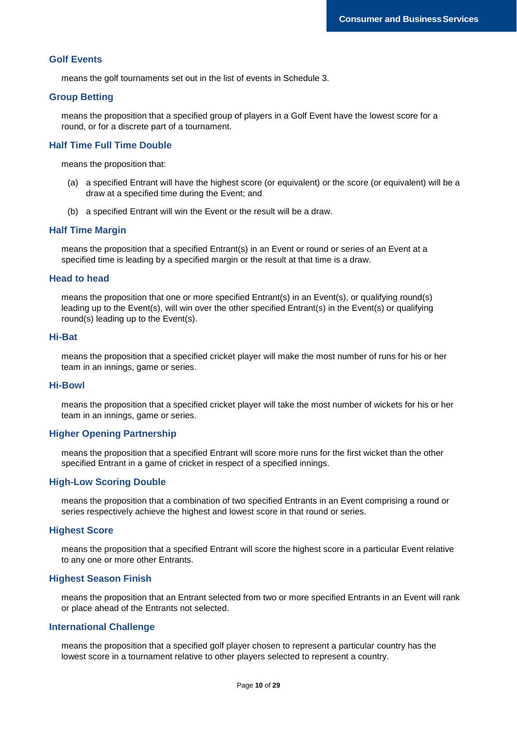### Golf Events

means the golf tournaments set out in the list of events in Schedule 3.

### Group Betting

means the proposition that a specified group of players in a Golf Event have the lowest score for a round, or for a discrete part of a tournament.

### Half Time Full Time Double

means the proposition that:

(a) a specified Entrant will have the highest score (or equivalent) or the score (or equivalent) will be a draw at a specified time during the Event; and

(b) a specified Entrant will win the Event or the result will be a draw.

### Half Time Margin

means the proposition that a specified Entrant(s) in an Event or round or series of an Event at a specified time is leading by a specified margin or the result at that time is a draw.

### Head to head

means the proposition that one or more specified Entrant(s) in an Event(s), or qualifying round(s) leading up to the Event(s), will win over the other specified Entrant(s) in the Event(s) or qualifying round(s) leading up to the Event(s).

### Hi-Bat

means the proposition that a specified cricket player will make the most number of runs for his or her team in an innings, game or series.

### Hi-Bowl

means the proposition that a specified cricket player will take the most number of wickets for his or her team in an innings, game or series.

### Higher Opening Partnership

means the proposition that a specified Entrant will score more runs for the first wicket than the other specified Entrant in a game of cricket in respect of a specified innings.

### High-Low Scoring Double

means the proposition that a combination of two specified Entrants in an Event comprising a round or series respectively achieve the highest and lowest score in that round or series.

### Highest Score

means the proposition that a specified Entrant will score the highest score in a particular Event relative to any one or more other Entrants.

### Highest Season Finish

means the proposition that an Entrant selected from two or more specified Entrants in an Event will rank or place ahead of the Entrants not selected.

### International Challenge

means the proposition that a specified golf player chosen to represent a particular country has the lowest score in a tournament relative to other players selected to represent a country.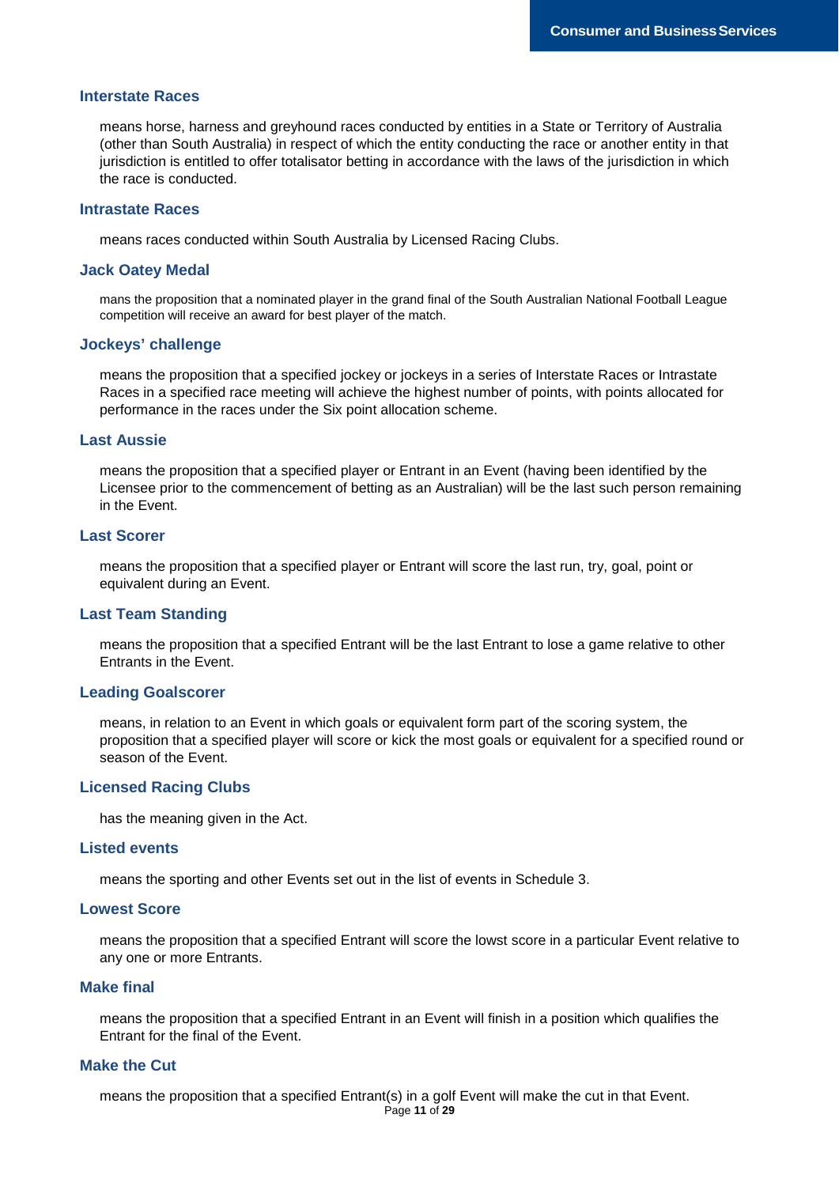### Interstate Races

means horse, harness and greyhound races conducted by entities in a State or Territory of Australia (other than South Australia) in respect of which the entity conducting the race or another entity in that jurisdiction is entitled to offer totalisator betting in accordance with the laws of the jurisdiction in which the race is conducted.

### Intrastate Races

means races conducted within South Australia by Licensed Racing Clubs.

### Jack Oatey Medal

mans the proposition that a nominated player in the grand final of the South Australian National Football League competition will receive an award for best player of the match.

### Jockeys' challenge

means the proposition that a specified jockey or jockeys in a series of Interstate Races or Intrastate Races in a specified race meeting will achieve the highest number of points, with points allocated for performance in the races under the Six point allocation scheme.

### Last Aussie

means the proposition that a specified player or Entrant in an Event (having been identified by the Licensee prior to the commencement of betting as an Australian) will be the last such person remaining in the Event.

### Last Scorer

means the proposition that a specified player or Entrant will score the last run, try, goal, point or equivalent during an Event.

### Last Team Standing

means the proposition that a specified Entrant will be the last Entrant to lose a game relative to other Entrants in the Event.

### Leading Goalscorer

means, in relation to an Event in which goals or equivalent form part of the scoring system, the proposition that a specified player will score or kick the most goals or equivalent for a specified round or season of the Event.

### Licensed Racing Clubs

has the meaning given in the Act.

### Listed events

means the sporting and other Events set out in the list of events in Schedule 3.

### Lowest Score

means the proposition that a specified Entrant will score the lowst score in a particular Event relative to any one or more Entrants.

### Make final

means the proposition that a specified Entrant in an Event will finish in a position which qualifies the Entrant for the final of the Event.

### Make the Cut

means the proposition that a specified Entrant(s) in a golf Event will make the cut in that Event.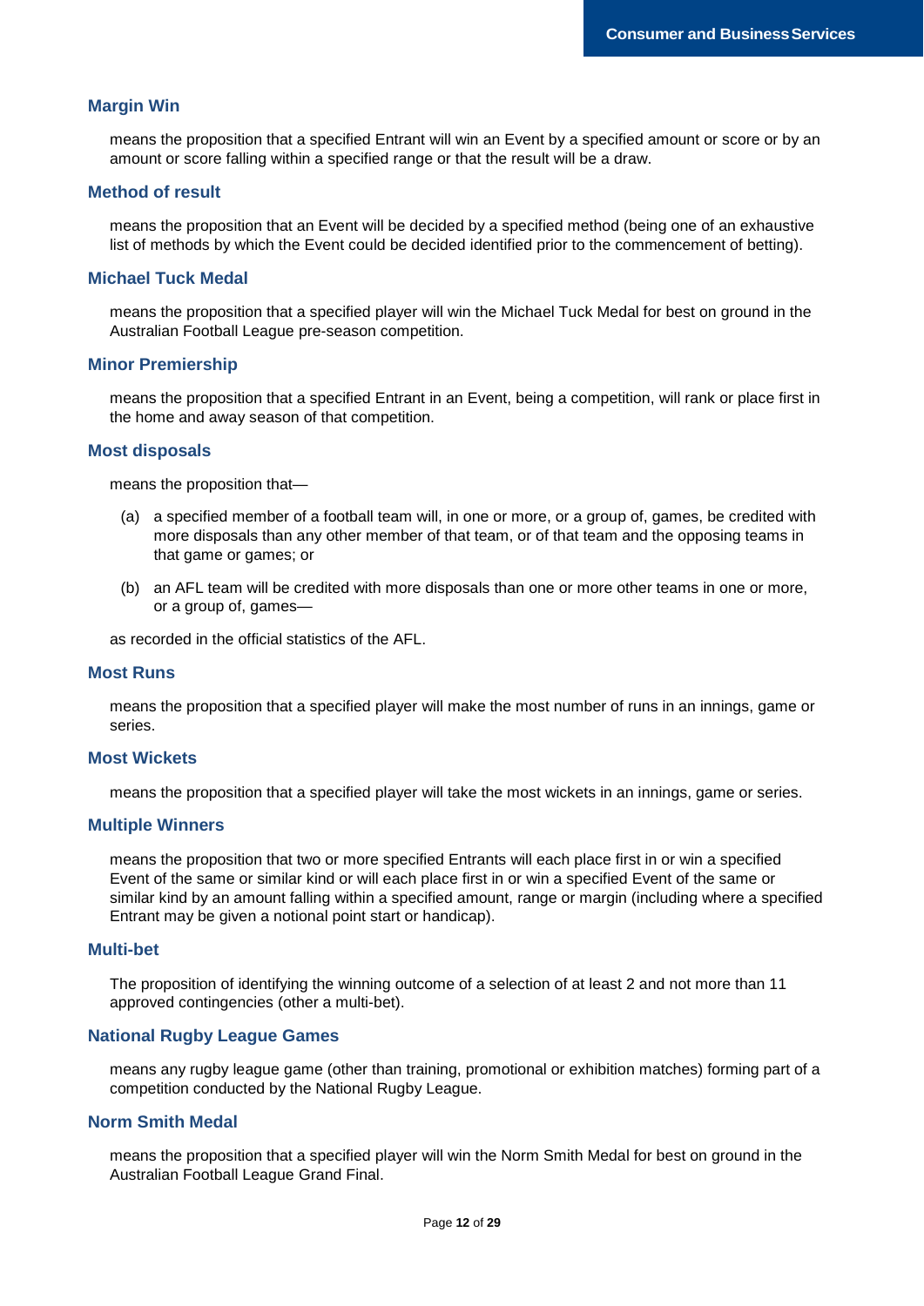### Margin Win

means the proposition that a specified Entrant will win an Event by a specified amount or score or by an amount or score falling within a specified range or that the result will be a draw.

### Method of result

means the proposition that an Event will be decided by a specified method (being one of an exhaustive list of methods by which the Event could be decided identified prior to the commencement of betting).

### Michael Tuck Medal

means the proposition that a specified player will win the Michael Tuck Medal for best on ground in the Australian Football League pre-season competition.

### Minor Premiership

means the proposition that a specified Entrant in an Event, being a competition, will rank or place first in the home and away season of that competition.

### Most disposals

means the proposition that—

(a) a specified member of a football team will, in one or more, or a group of, games, be credited with more disposals than any other member of that team, or of that team and the opposing teams in that game or games; or

(b) an AFL team will be credited with more disposals than one or more other teams in one or more, or a group of, games—

as recorded in the official statistics of the AFL.

### Most Runs

means the proposition that a specified player will make the most number of runs in an innings, game or series.

### Most Wickets

means the proposition that a specified player will take the most wickets in an innings, game or series.

### Multiple Winners

means the proposition that two or more specified Entrants will each place first in or win a specified Event of the same or similar kind or will each place first in or win a specified Event of the same or similar kind by an amount falling within a specified amount, range or margin (including where a specified Entrant may be given a notional point start or handicap).

### Multi-bet

The proposition of identifying the winning outcome of a selection of at least 2 and not more than 11 approved contingencies (other a multi-bet).

### National Rugby League Games

means any rugby league game (other than training, promotional or exhibition matches) forming part of a competition conducted by the National Rugby League.

### Norm Smith Medal

means the proposition that a specified player will win the Norm Smith Medal for best on ground in the Australian Football League Grand Final.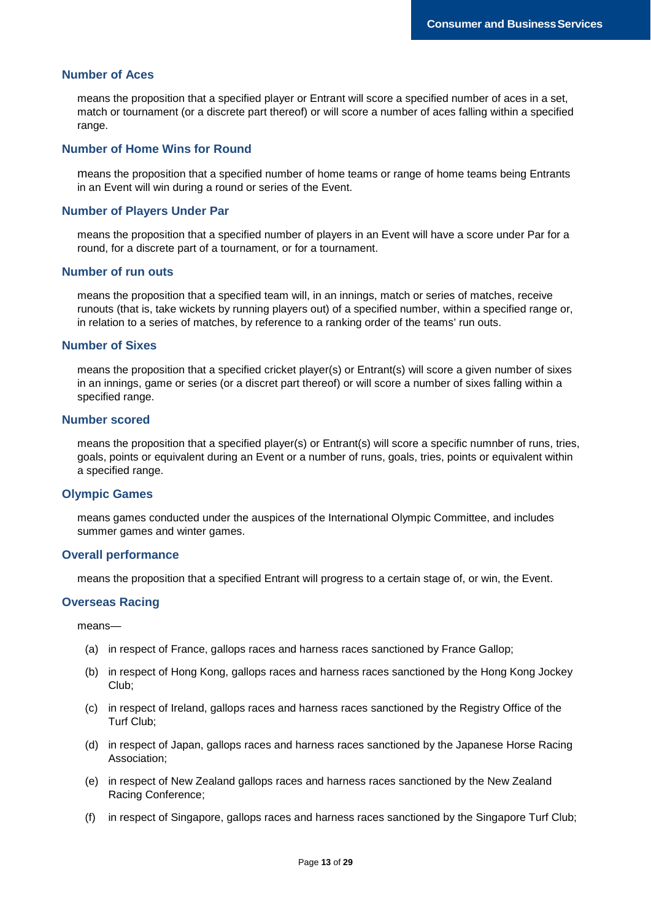### Number of Aces

means the proposition that a specified player or Entrant will score a specified number of aces in a set, match or tournament (or a discrete part thereof) or will score a number of aces falling within a specified range.

### Number of Home Wins for Round

means the proposition that a specified number of home teams or range of home teams being Entrants in an Event will win during a round or series of the Event.

### Number of Players Under Par

means the proposition that a specified number of players in an Event will have a score under Par for a round, for a discrete part of a tournament, or for a tournament.

### Number of run outs

means the proposition that a specified team will, in an innings, match or series of matches, receive runouts (that is, take wickets by running players out) of a specified number, within a specified range or, in relation to a series of matches, by reference to a ranking order of the teams' run outs.

### Number of Sixes

means the proposition that a specified cricket player(s) or Entrant(s) will score a given number of sixes in an innings, game or series (or a discret part thereof) or will score a number of sixes falling within a specified range.

### Number scored

means the proposition that a specified player(s) or Entrant(s) will score a specific numnber of runs, tries, goals, points or equivalent during an Event or a number of runs, goals, tries, points or equivalent within a specified range.

### Olympic Games

means games conducted under the auspices of the International Olympic Committee, and includes summer games and winter games.

### Overall performance

means the proposition that a specified Entrant will progress to a certain stage of, or win, the Event.

### Overseas Racing

means—

(a) in respect of France, gallops races and harness races sanctioned by France Gallop;

(b) in respect of Hong Kong, gallops races and harness races sanctioned by the Hong Kong Jockey Club;

(c) in respect of Ireland, gallops races and harness races sanctioned by the Registry Office of the Turf Club;

(d) in respect of Japan, gallops races and harness races sanctioned by the Japanese Horse Racing Association;

(e) in respect of New Zealand gallops races and harness races sanctioned by the New Zealand Racing Conference;

(f) in respect of Singapore, gallops races and harness races sanctioned by the Singapore Turf Club;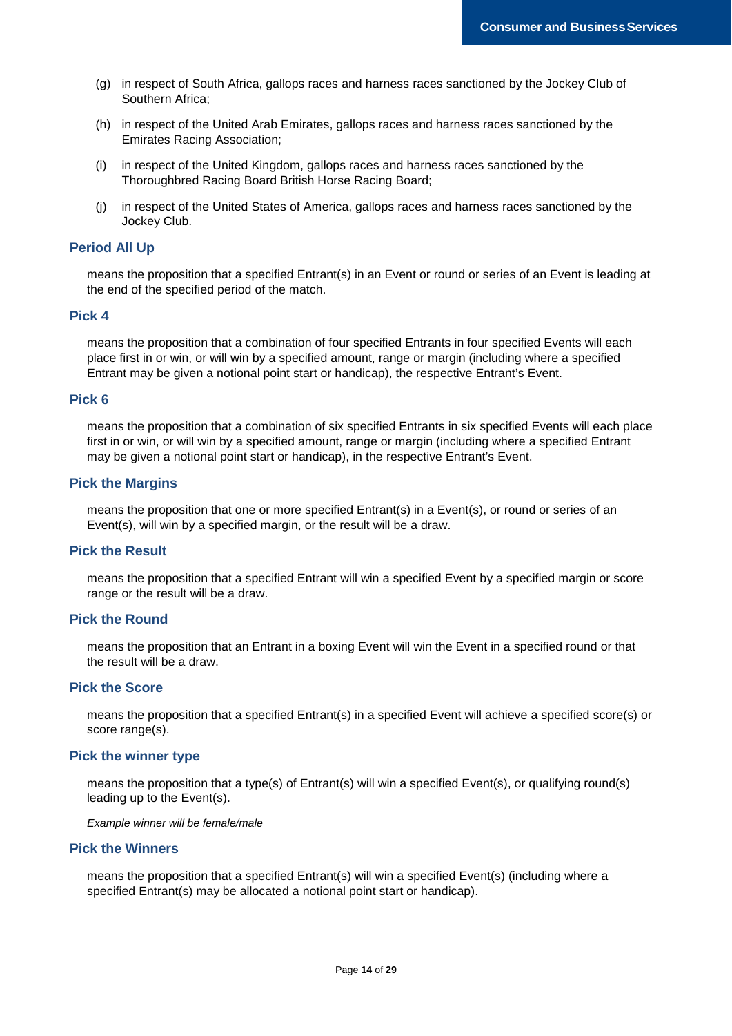(g) in respect of South Africa, gallops races and harness races sanctioned by the Jockey Club of Southern Africa;

(h) in respect of the United Arab Emirates, gallops races and harness races sanctioned by the Emirates Racing Association;

(i) in respect of the United Kingdom, gallops races and harness races sanctioned by the Thoroughbred Racing Board British Horse Racing Board;

(j) in respect of the United States of America, gallops races and harness races sanctioned by the Jockey Club.

### Period All Up

means the proposition that a specified Entrant(s) in an Event or round or series of an Event is leading at the end of the specified period of the match.

### Pick 4

means the proposition that a combination of four specified Entrants in four specified Events will each place first in or win, or will win by a specified amount, range or margin (including where a specified Entrant may be given a notional point start or handicap), the respective Entrant's Event.

### Pick 6

means the proposition that a combination of six specified Entrants in six specified Events will each place first in or win, or will win by a specified amount, range or margin (including where a specified Entrant may be given a notional point start or handicap), in the respective Entrant's Event.

### Pick the Margins

means the proposition that one or more specified Entrant(s) in a Event(s), or round or series of an Event(s), will win by a specified margin, or the result will be a draw.

### Pick the Result

means the proposition that a specified Entrant will win a specified Event by a specified margin or score range or the result will be a draw.

### Pick the Round

means the proposition that an Entrant in a boxing Event will win the Event in a specified round or that the result will be a draw.

### Pick the Score

means the proposition that a specified Entrant(s) in a specified Event will achieve a specified score(s) or score range(s).

### Pick the winner type

means the proposition that a type(s) of Entrant(s) will win a specified Event(s), or qualifying round(s) leading up to the Event(s).

*Example winner will be female/male*

### Pick the Winners

means the proposition that a specified Entrant(s) will win a specified Event(s) (including where a specified Entrant(s) may be allocated a notional point start or handicap).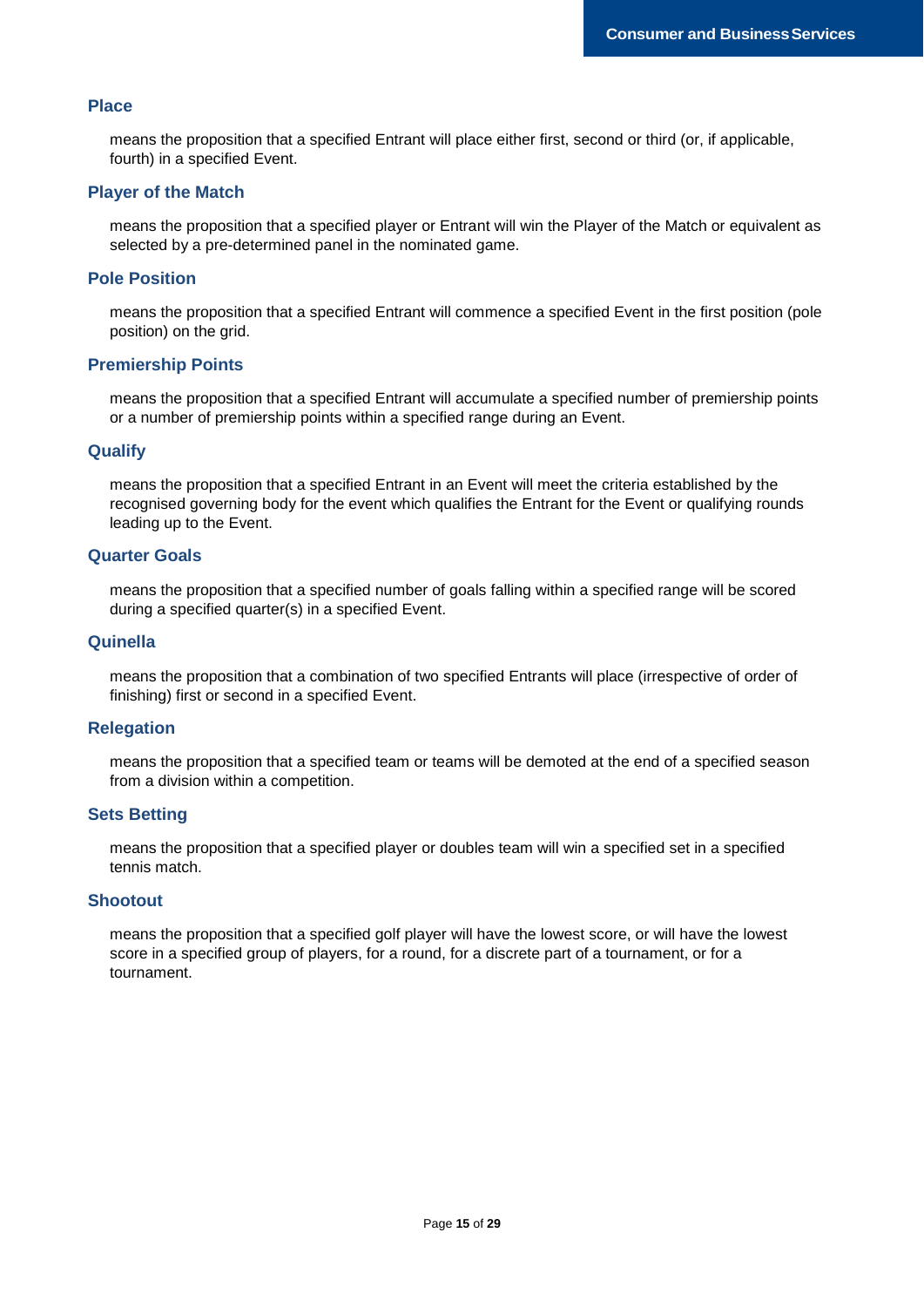### Place

means the proposition that a specified Entrant will place either first, second or third (or, if applicable, fourth) in a specified Event.

### Player of the Match

means the proposition that a specified player or Entrant will win the Player of the Match or equivalent as selected by a pre-determined panel in the nominated game.

### Pole Position

means the proposition that a specified Entrant will commence a specified Event in the first position (pole position) on the grid.

### Premiership Points

means the proposition that a specified Entrant will accumulate a specified number of premiership points or a number of premiership points within a specified range during an Event.

### Qualify

means the proposition that a specified Entrant in an Event will meet the criteria established by the recognised governing body for the event which qualifies the Entrant for the Event or qualifying rounds leading up to the Event.

### Quarter Goals

means the proposition that a specified number of goals falling within a specified range will be scored during a specified quarter(s) in a specified Event.

### Quinella

means the proposition that a combination of two specified Entrants will place (irrespective of order of finishing) first or second in a specified Event.

### Relegation

means the proposition that a specified team or teams will be demoted at the end of a specified season from a division within a competition.

### Sets Betting

means the proposition that a specified player or doubles team will win a specified set in a specified tennis match.

### Shootout

means the proposition that a specified golf player will have the lowest score, or will have the lowest score in a specified group of players, for a round, for a discrete part of a tournament, or for a tournament.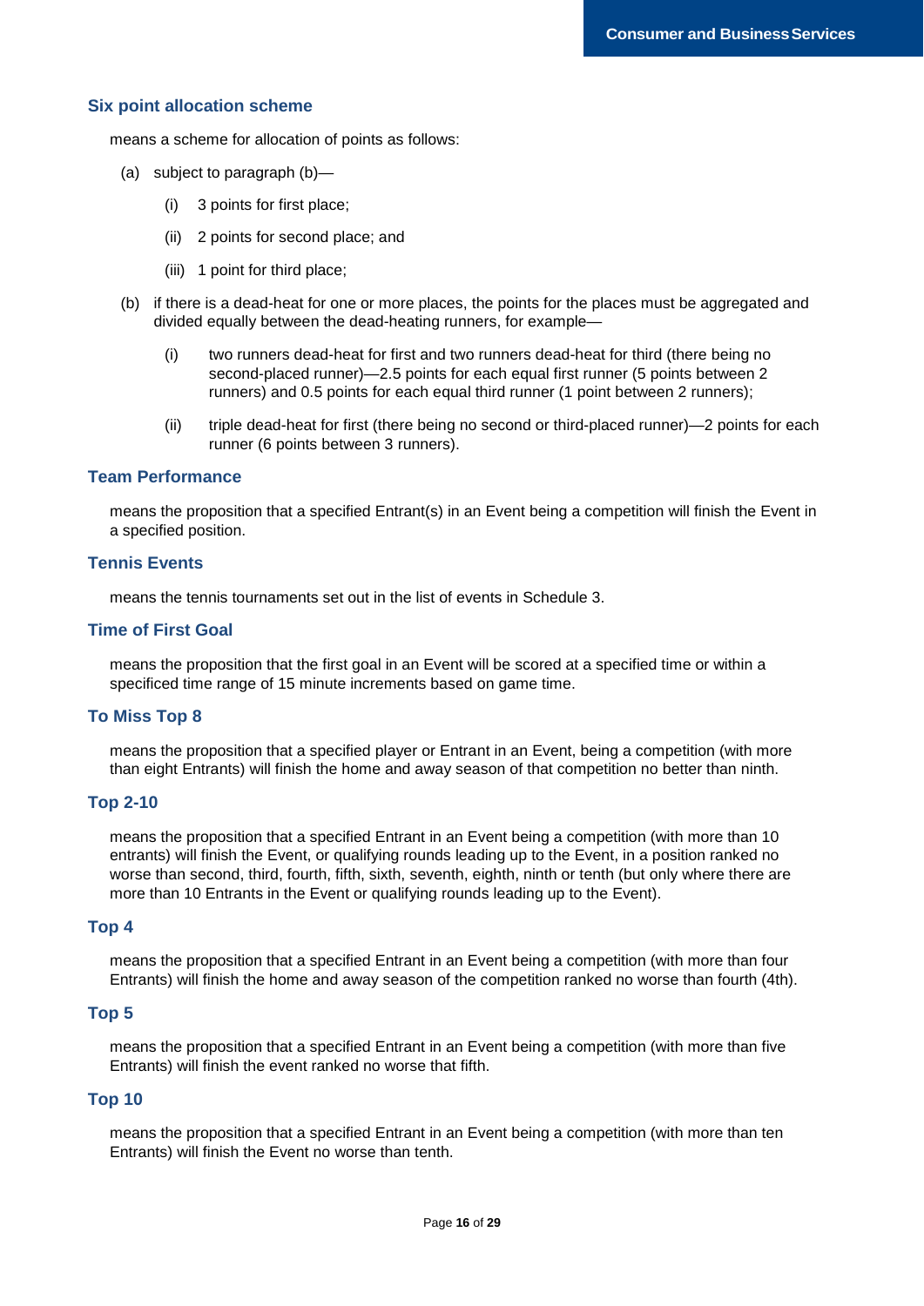### Six point allocation scheme

means a scheme for allocation of points as follows:

(a) subject to paragraph (b)—

(i) 3 points for first place;

(ii) 2 points for second place; and

(iii) 1 point for third place;

(b) if there is a dead-heat for one or more places, the points for the places must be aggregated and divided equally between the dead-heating runners, for example—

(i) two runners dead-heat for first and two runners dead-heat for third (there being no second-placed runner)—2.5 points for each equal first runner (5 points between 2 runners) and 0.5 points for each equal third runner (1 point between 2 runners);

(ii) triple dead-heat for first (there being no second or third-placed runner)—2 points for each runner (6 points between 3 runners).

### Team Performance

means the proposition that a specified Entrant(s) in an Event being a competition will finish the Event in a specified position.

### Tennis Events

means the tennis tournaments set out in the list of events in Schedule 3.

### Time of First Goal

means the proposition that the first goal in an Event will be scored at a specified time or within a specificed time range of 15 minute increments based on game time.

### To Miss Top 8

means the proposition that a specified player or Entrant in an Event, being a competition (with more than eight Entrants) will finish the home and away season of that competition no better than ninth.

### Top 2-10

means the proposition that a specified Entrant in an Event being a competition (with more than 10 entrants) will finish the Event, or qualifying rounds leading up to the Event, in a position ranked no worse than second, third, fourth, fifth, sixth, seventh, eighth, ninth or tenth (but only where there are more than 10 Entrants in the Event or qualifying rounds leading up to the Event).

### Top 4

means the proposition that a specified Entrant in an Event being a competition (with more than four Entrants) will finish the home and away season of the competition ranked no worse than fourth (4th).

### Top 5

means the proposition that a specified Entrant in an Event being a competition (with more than five Entrants) will finish the event ranked no worse that fifth.

### Top 10

means the proposition that a specified Entrant in an Event being a competition (with more than ten Entrants) will finish the Event no worse than tenth.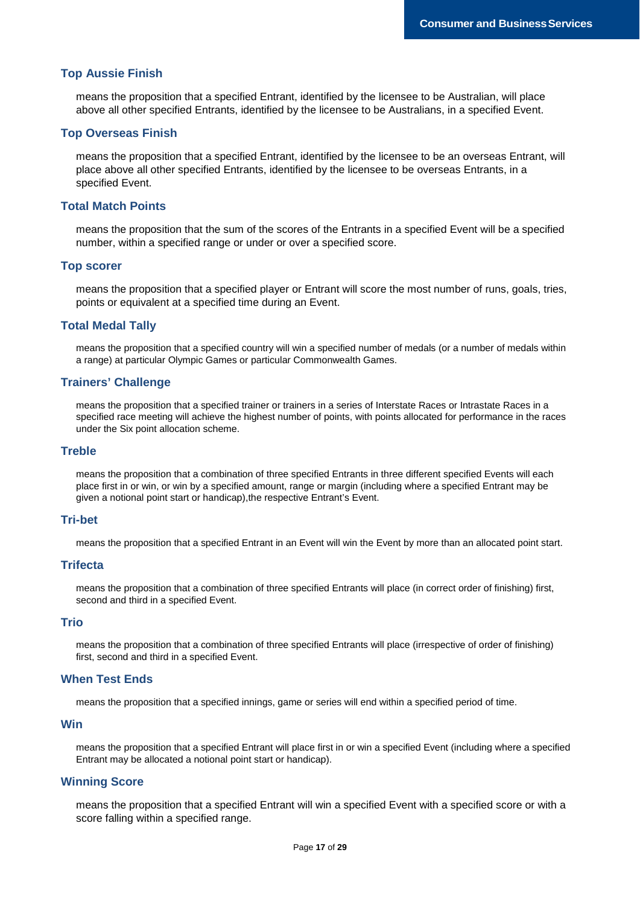### Top Aussie Finish

means the proposition that a specified Entrant, identified by the licensee to be Australian, will place above all other specified Entrants, identified by the licensee to be Australians, in a specified Event.

### Top Overseas Finish

means the proposition that a specified Entrant, identified by the licensee to be an overseas Entrant, will place above all other specified Entrants, identified by the licensee to be overseas Entrants, in a specified Event.

### Total Match Points

means the proposition that the sum of the scores of the Entrants in a specified Event will be a specified number, within a specified range or under or over a specified score.

### Top scorer

means the proposition that a specified player or Entrant will score the most number of runs, goals, tries, points or equivalent at a specified time during an Event.

### Total Medal Tally

means the proposition that a specified country will win a specified number of medals (or a number of medals within a range) at particular Olympic Games or particular Commonwealth Games.

### Trainers' Challenge

means the proposition that a specified trainer or trainers in a series of Interstate Races or Intrastate Races in a specified race meeting will achieve the highest number of points, with points allocated for performance in the races under the Six point allocation scheme.

### Treble

means the proposition that a combination of three specified Entrants in three different specified Events will each place first in or win, or win by a specified amount, range or margin (including where a specified Entrant may be given a notional point start or handicap),the respective Entrant's Event.

### Tri-bet

means the proposition that a specified Entrant in an Event will win the Event by more than an allocated point start.

### Trifecta

means the proposition that a combination of three specified Entrants will place (in correct order of finishing) first, second and third in a specified Event.

### Trio

means the proposition that a combination of three specified Entrants will place (irrespective of order of finishing) first, second and third in a specified Event.

### When Test Ends

means the proposition that a specified innings, game or series will end within a specified period of time.

### Win

means the proposition that a specified Entrant will place first in or win a specified Event (including where a specified Entrant may be allocated a notional point start or handicap).

### Winning Score

means the proposition that a specified Entrant will win a specified Event with a specified score or with a score falling within a specified range.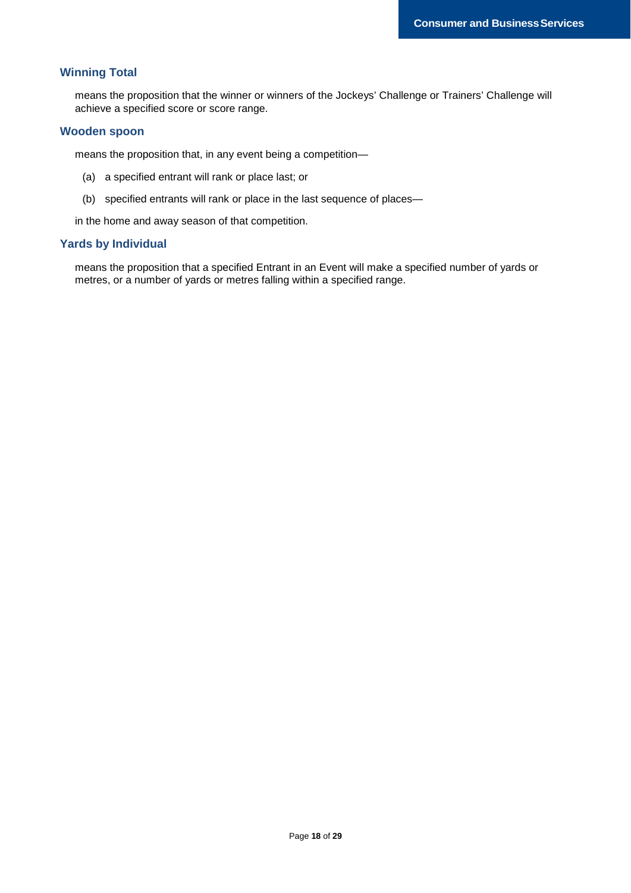### Winning Total

means the proposition that the winner or winners of the Jockeys' Challenge or Trainers' Challenge will achieve a specified score or score range.

### Wooden spoon

means the proposition that, in any event being a competition—

(a) a specified entrant will rank or place last; or

(b) specified entrants will rank or place in the last sequence of places—

in the home and away season of that competition.

### Yards by Individual

means the proposition that a specified Entrant in an Event will make a specified number of yards or metres, or a number of yards or metres falling within a specified range.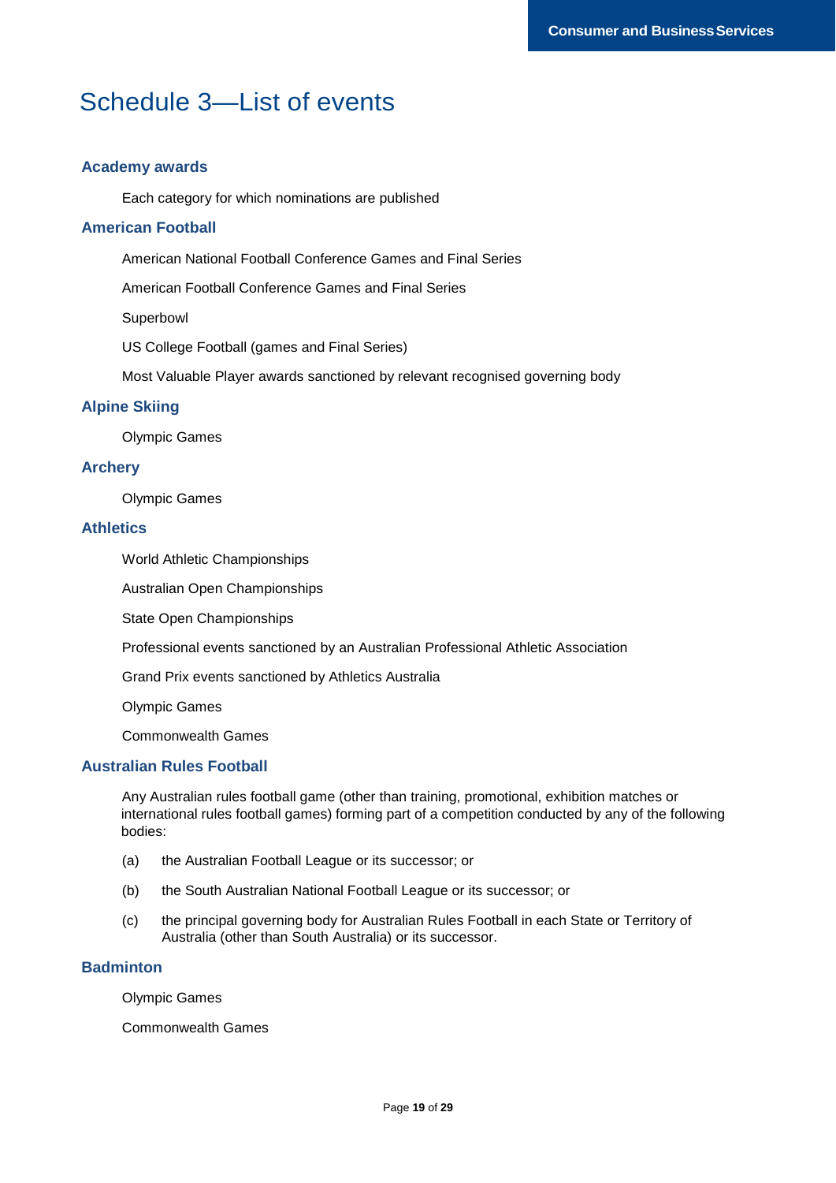# Schedule 3—List of events

### Academy awards

Each category for which nominations are published

### American Football

American National Football Conference Games and Final Series

American Football Conference Games and Final Series

Superbowl

US College Football (games and Final Series)

Most Valuable Player awards sanctioned by relevant recognised governing body

### Alpine Skiing

Olympic Games

### Archery

Olympic Games

### Athletics

World Athletic Championships

Australian Open Championships

State Open Championships

Professional events sanctioned by an Australian Professional Athletic Association

Grand Prix events sanctioned by Athletics Australia

Olympic Games

Commonwealth Games

### Australian Rules Football

Any Australian rules football game (other than training, promotional, exhibition matches or international rules football games) forming part of a competition conducted by any of the following bodies:

(a) the Australian Football League or its successor; or

(b) the South Australian National Football League or its successor; or

(c) the principal governing body for Australian Rules Football in each State or Territory of Australia (other than South Australia) or its successor.

### Badminton

Olympic Games

Commonwealth Games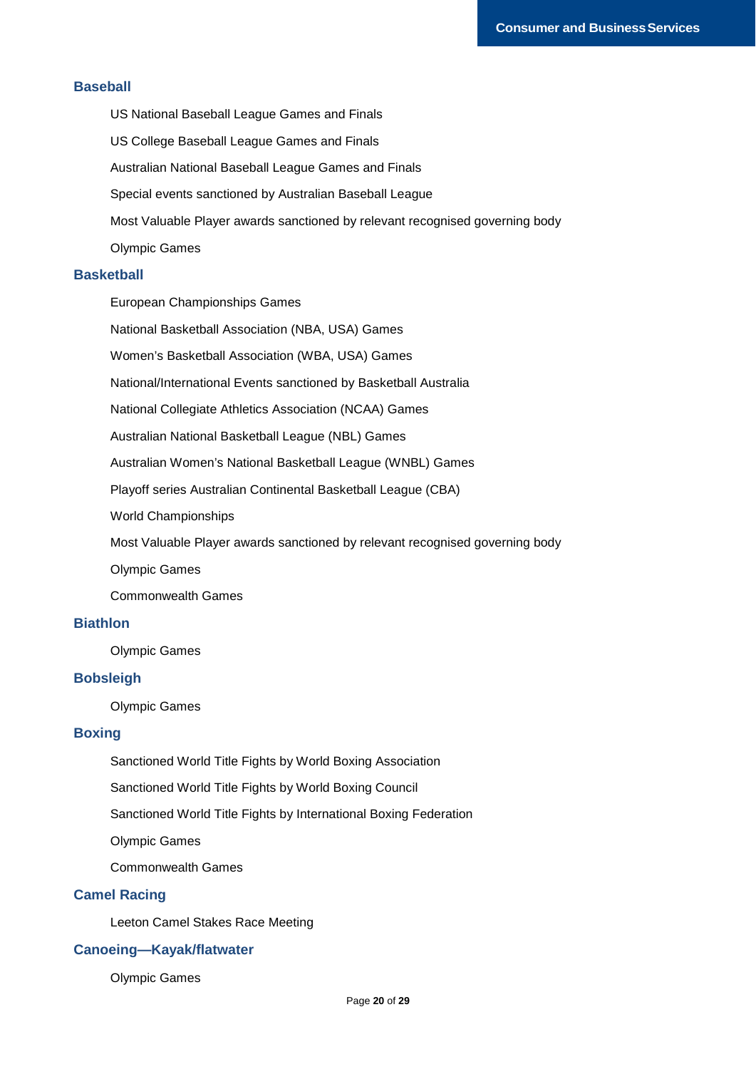## Baseball

- US National Baseball League Games and Finals
- US College Baseball League Games and Finals
- Australian National Baseball League Games and Finals
- Special events sanctioned by Australian Baseball League
- Most Valuable Player awards sanctioned by relevant recognised governing body
- Olympic Games

## Basketball

- European Championships Games
- National Basketball Association (NBA, USA) Games
- Women's Basketball Association (WBA, USA) Games
- National/International Events sanctioned by Basketball Australia
- National Collegiate Athletics Association (NCAA) Games
- Australian National Basketball League (NBL) Games
- Australian Women's National Basketball League (WNBL) Games
- Playoff series Australian Continental Basketball League (CBA)
- World Championships
- Most Valuable Player awards sanctioned by relevant recognised governing body
- Olympic Games
- Commonwealth Games

## Biathlon

- Olympic Games

## Bobsleigh

- Olympic Games

## Boxing

- Sanctioned World Title Fights by World Boxing Association
- Sanctioned World Title Fights by World Boxing Council
- Sanctioned World Title Fights by International Boxing Federation
- Olympic Games
- Commonwealth Games

## Camel Racing

- Leeton Camel Stakes Race Meeting

## Canoeing—Kayak/flatwater

- Olympic Games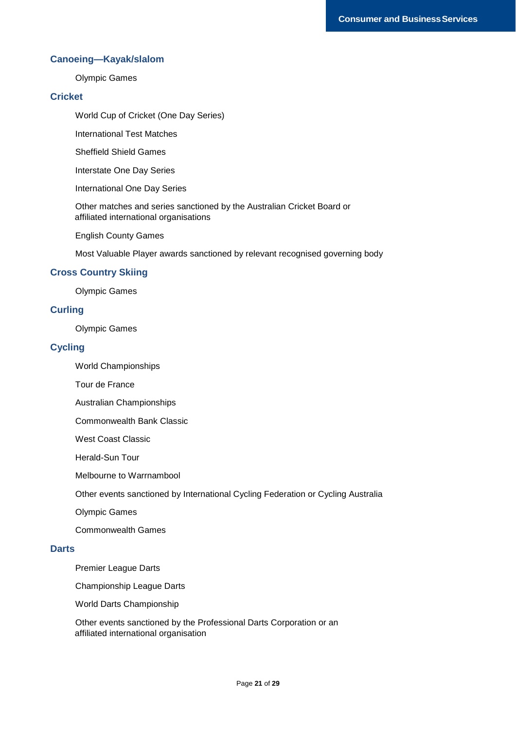### Canoeing—Kayak/slalom

Olympic Games

### Cricket

World Cup of Cricket (One Day Series)

International Test Matches

Sheffield Shield Games

Interstate One Day Series

International One Day Series

Other matches and series sanctioned by the Australian Cricket Board or affiliated international organisations

English County Games

Most Valuable Player awards sanctioned by relevant recognised governing body

### Cross Country Skiing

Olympic Games

### Curling

Olympic Games

### Cycling

World Championships

Tour de France

Australian Championships

Commonwealth Bank Classic

West Coast Classic

Herald-Sun Tour

Melbourne to Warrnambool

Other events sanctioned by International Cycling Federation or Cycling Australia

Olympic Games

Commonwealth Games

### Darts

Premier League Darts

Championship League Darts

World Darts Championship

Other events sanctioned by the Professional Darts Corporation or an affiliated international organisation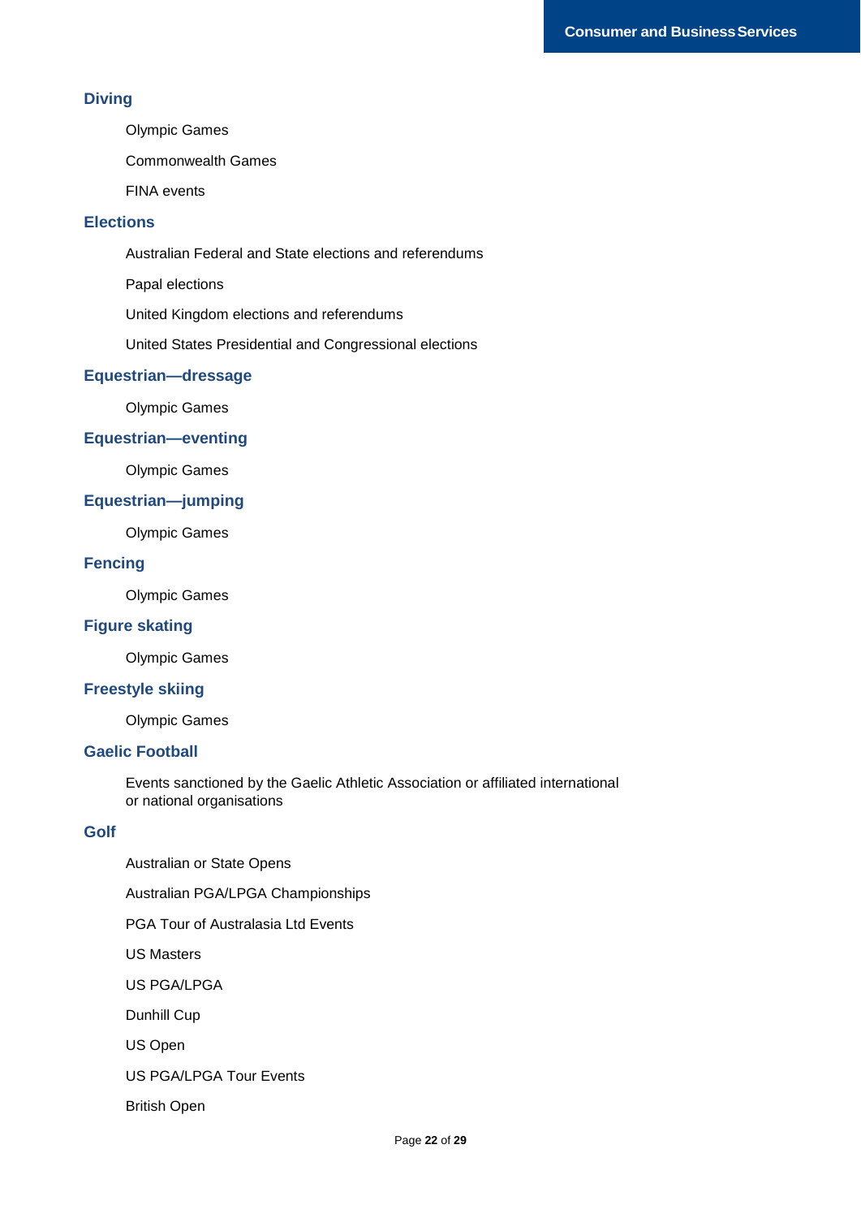## Diving

Olympic Games

Commonwealth Games

FINA events

## Elections

Australian Federal and State elections and referendums

Papal elections

United Kingdom elections and referendums

United States Presidential and Congressional elections

## Equestrian—dressage

Olympic Games

## Equestrian—eventing

Olympic Games

## Equestrian—jumping

Olympic Games

## Fencing

Olympic Games

## Figure skating

Olympic Games

## Freestyle skiing

Olympic Games

## Gaelic Football

Events sanctioned by the Gaelic Athletic Association or affiliated international or national organisations

## Golf

Australian or State Opens

Australian PGA/LPGA Championships

PGA Tour of Australasia Ltd Events

US Masters

US PGA/LPGA

Dunhill Cup

US Open

US PGA/LPGA Tour Events

British Open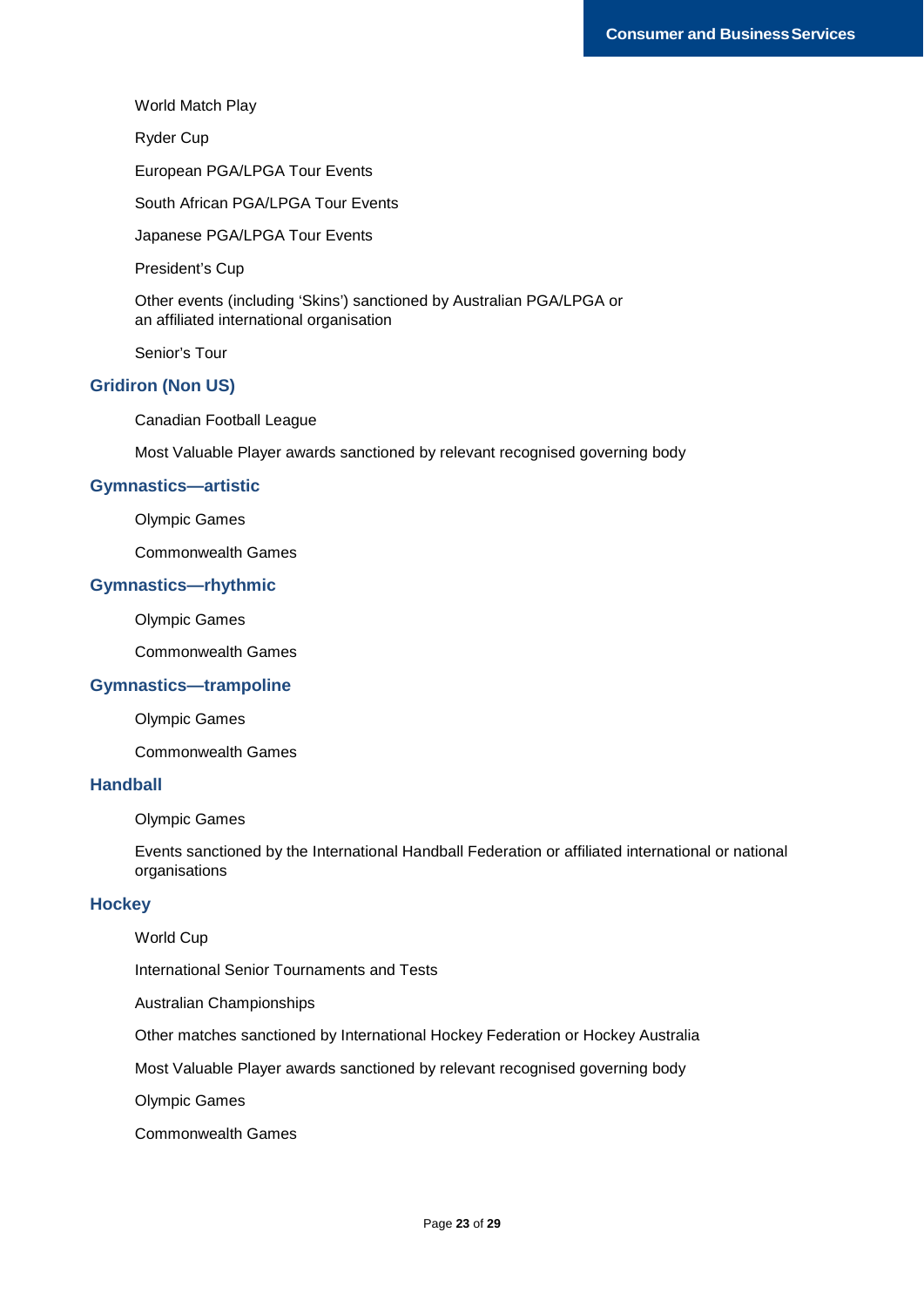World Match Play

Ryder Cup

European PGA/LPGA Tour Events

South African PGA/LPGA Tour Events

Japanese PGA/LPGA Tour Events

President's Cup

Other events (including 'Skins') sanctioned by Australian PGA/LPGA or an affiliated international organisation

Senior's Tour

## Gridiron (Non US)

Canadian Football League

Most Valuable Player awards sanctioned by relevant recognised governing body

## Gymnastics—artistic

Olympic Games

Commonwealth Games

## Gymnastics—rhythmic

Olympic Games

Commonwealth Games

## Gymnastics—trampoline

Olympic Games

Commonwealth Games

## Handball

Olympic Games

Events sanctioned by the International Handball Federation or affiliated international or national organisations

## Hockey

World Cup

International Senior Tournaments and Tests

Australian Championships

Other matches sanctioned by International Hockey Federation or Hockey Australia

Most Valuable Player awards sanctioned by relevant recognised governing body

Olympic Games

Commonwealth Games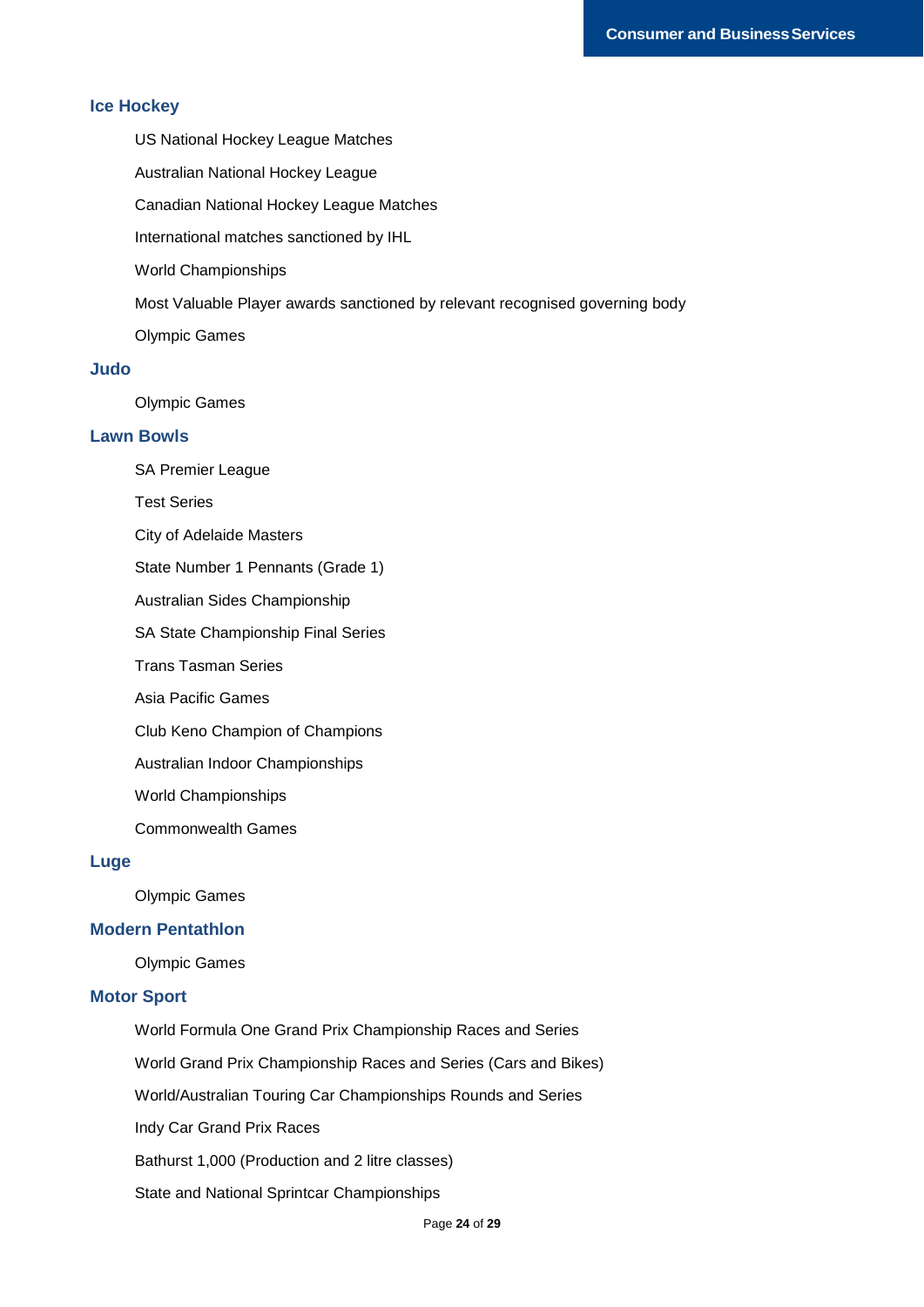### Ice Hockey

- US National Hockey League Matches
- Australian National Hockey League
- Canadian National Hockey League Matches
- International matches sanctioned by IHL
- World Championships
- Most Valuable Player awards sanctioned by relevant recognised governing body
- Olympic Games

### Judo

- Olympic Games

### Lawn Bowls

- SA Premier League
- Test Series
- City of Adelaide Masters
- State Number 1 Pennants (Grade 1)
- Australian Sides Championship
- SA State Championship Final Series
- Trans Tasman Series
- Asia Pacific Games
- Club Keno Champion of Champions
- Australian Indoor Championships
- World Championships
- Commonwealth Games

### Luge

- Olympic Games

### Modern Pentathlon

- Olympic Games

### Motor Sport

- World Formula One Grand Prix Championship Races and Series
- World Grand Prix Championship Races and Series (Cars and Bikes)
- World/Australian Touring Car Championships Rounds and Series
- Indy Car Grand Prix Races
- Bathurst 1,000 (Production and 2 litre classes)
- State and National Sprintcar Championships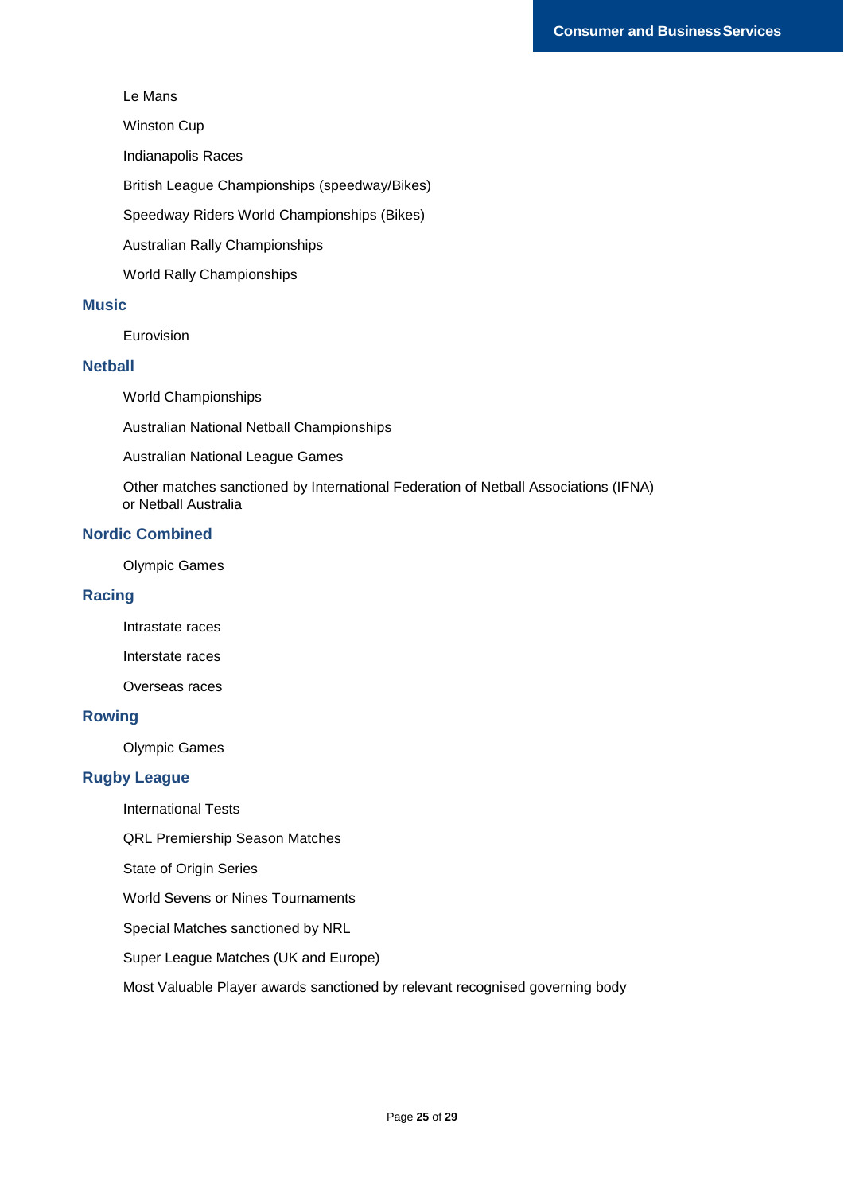Le Mans

Winston Cup

Indianapolis Races

British League Championships (speedway/Bikes)

Speedway Riders World Championships (Bikes)

Australian Rally Championships

World Rally Championships

## Music

Eurovision

## Netball

World Championships

Australian National Netball Championships

Australian National League Games

Other matches sanctioned by International Federation of Netball Associations (IFNA) or Netball Australia

## Nordic Combined

Olympic Games

## Racing

Intrastate races

Interstate races

Overseas races

## Rowing

Olympic Games

## Rugby League

International Tests

QRL Premiership Season Matches

State of Origin Series

World Sevens or Nines Tournaments

Special Matches sanctioned by NRL

Super League Matches (UK and Europe)

Most Valuable Player awards sanctioned by relevant recognised governing body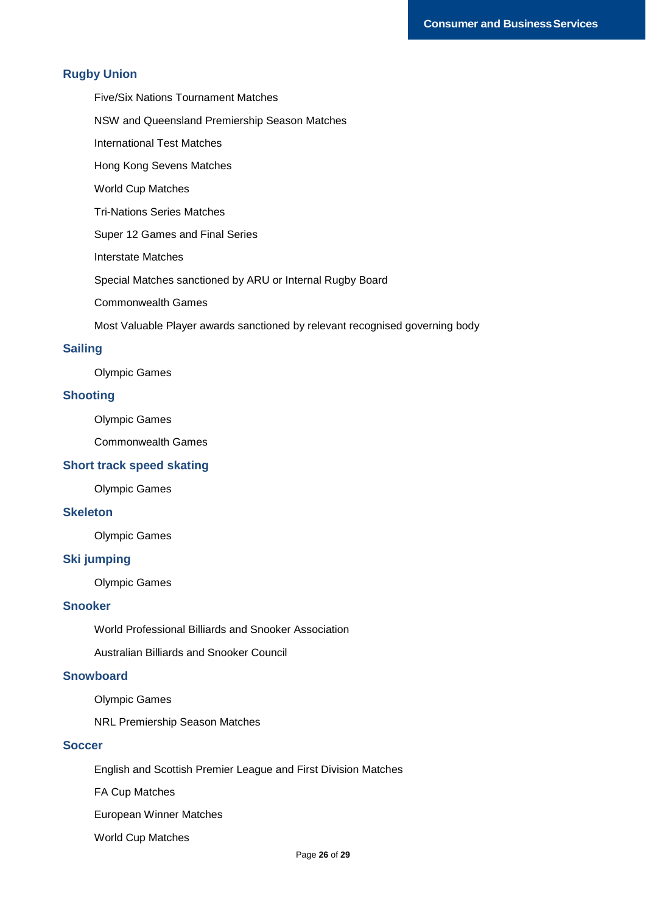## Rugby Union

- Five/Six Nations Tournament Matches
- NSW and Queensland Premiership Season Matches
- International Test Matches
- Hong Kong Sevens Matches
- World Cup Matches
- Tri-Nations Series Matches
- Super 12 Games and Final Series
- Interstate Matches
- Special Matches sanctioned by ARU or Internal Rugby Board
- Commonwealth Games
- Most Valuable Player awards sanctioned by relevant recognised governing body

## Sailing

- Olympic Games

## Shooting

- Olympic Games
- Commonwealth Games

## Short track speed skating

- Olympic Games

## Skeleton

- Olympic Games

## Ski jumping

- Olympic Games

## Snooker

- World Professional Billiards and Snooker Association
- Australian Billiards and Snooker Council

## Snowboard

- Olympic Games
- NRL Premiership Season Matches

## Soccer

- English and Scottish Premier League and First Division Matches
- FA Cup Matches
- European Winner Matches
- World Cup Matches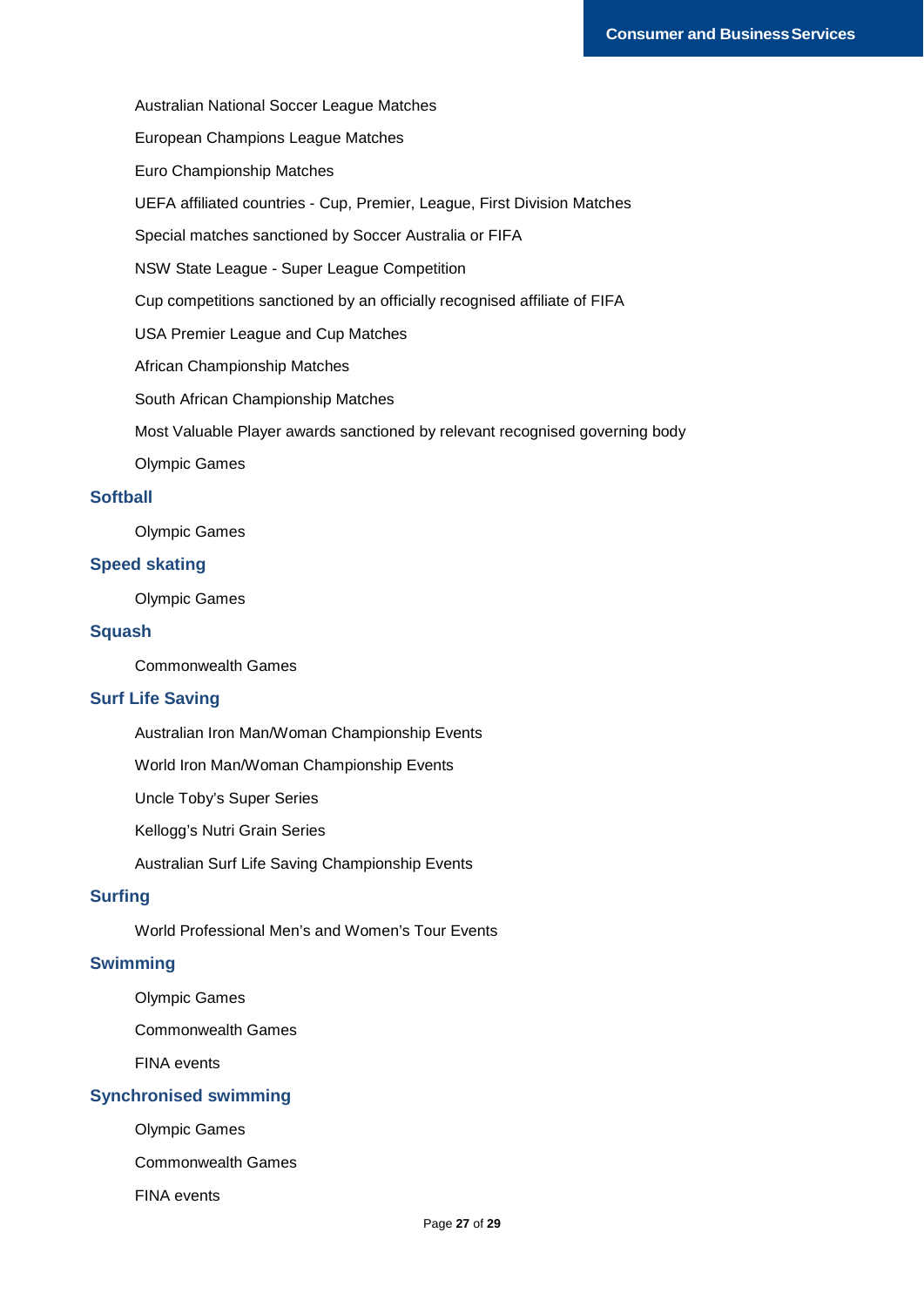Australian National Soccer League Matches

European Champions League Matches

Euro Championship Matches

UEFA affiliated countries - Cup, Premier, League, First Division Matches

Special matches sanctioned by Soccer Australia or FIFA

NSW State League - Super League Competition

Cup competitions sanctioned by an officially recognised affiliate of FIFA

USA Premier League and Cup Matches

African Championship Matches

South African Championship Matches

Most Valuable Player awards sanctioned by relevant recognised governing body

Olympic Games

### Softball

Olympic Games

### Speed skating

Olympic Games

### Squash

Commonwealth Games

### Surf Life Saving

Australian Iron Man/Woman Championship Events

World Iron Man/Woman Championship Events

Uncle Toby's Super Series

Kellogg's Nutri Grain Series

Australian Surf Life Saving Championship Events

### Surfing

World Professional Men's and Women's Tour Events

### Swimming

Olympic Games

Commonwealth Games

FINA events

### Synchronised swimming

Olympic Games

Commonwealth Games

FINA events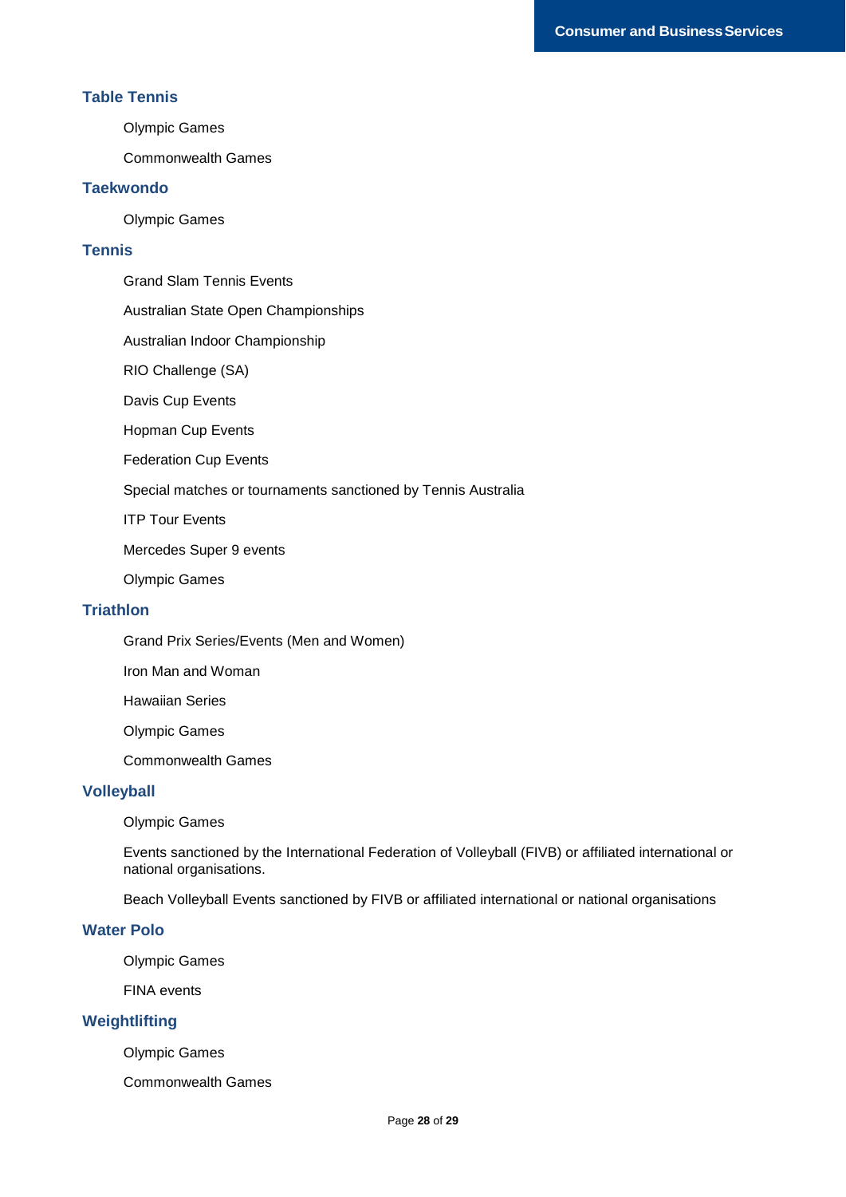### Table Tennis

- Olympic Games
- Commonwealth Games

### Taekwondo

- Olympic Games

### Tennis

- Grand Slam Tennis Events
- Australian State Open Championships
- Australian Indoor Championship
- RIO Challenge (SA)
- Davis Cup Events
- Hopman Cup Events
- Federation Cup Events
- Special matches or tournaments sanctioned by Tennis Australia
- ITP Tour Events
- Mercedes Super 9 events
- Olympic Games

### Triathlon

- Grand Prix Series/Events (Men and Women)
- Iron Man and Woman
- Hawaiian Series
- Olympic Games
- Commonwealth Games

### Volleyball

- Olympic Games
- Events sanctioned by the International Federation of Volleyball (FIVB) or affiliated international or national organisations.
- Beach Volleyball Events sanctioned by FIVB or affiliated international or national organisations

### Water Polo

- Olympic Games
- FINA events

### Weightlifting

- Olympic Games
- Commonwealth Games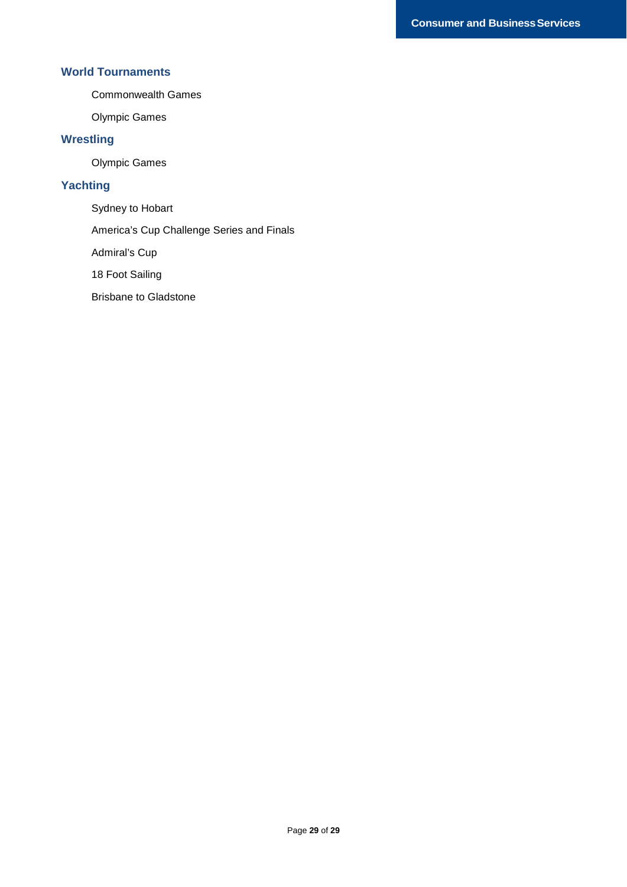## World Tournaments

- Commonwealth Games
- Olympic Games

## Wrestling

- Olympic Games

## Yachting

- Sydney to Hobart
- America's Cup Challenge Series and Finals
- Admiral's Cup
- 18 Foot Sailing
- Brisbane to Gladstone